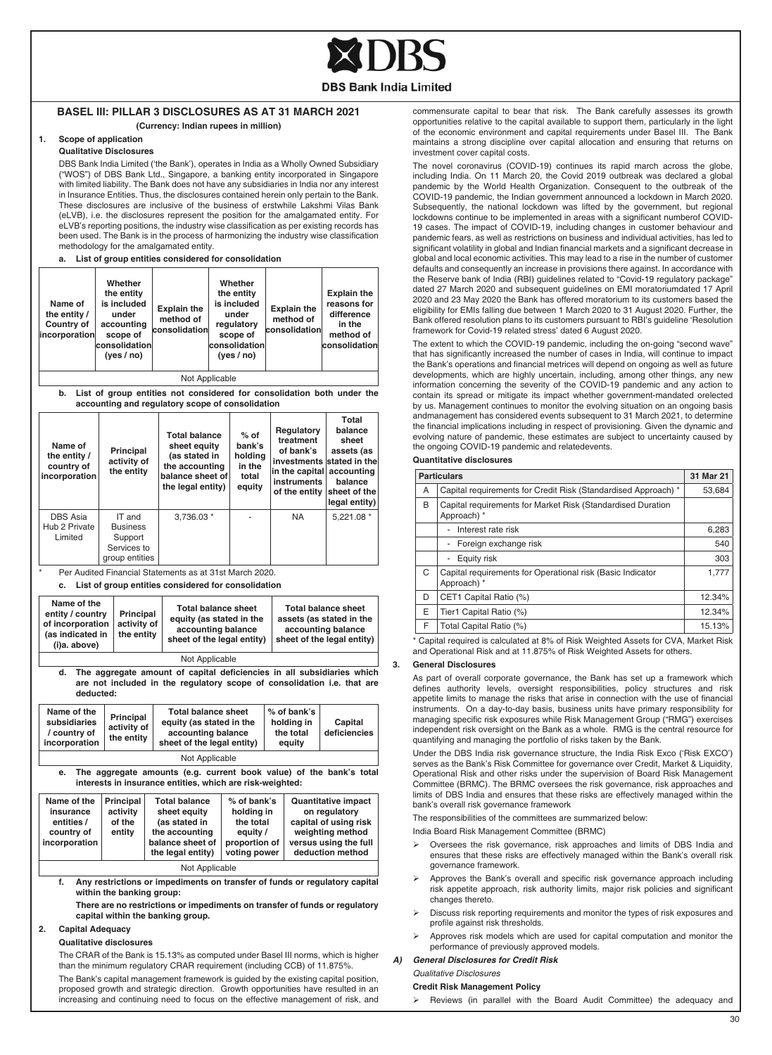# BASEL III: PILLAR 3 DISCLOSURES AS AT 31 MARCH 2021

**(Currency: Indian rupees in million)**

## 1. Scope of application

### Qualitative Disclosures

DBS Bank India Limited ('the Bank'), operates in India as a Wholly Owned Subsidiary ("WOS") of DBS Bank Ltd., Singapore, a banking entity incorporated in Singapore with limited liability. The Bank does not have any subsidiaries in India nor any interest in Insurance Entities. Thus, the disclosures contained herein only pertain to the Bank. These disclosures are inclusive of the business of erstwhile Lakshmi Vilas Bank (eLVB), i.e. the disclosures represent the position for the amalgamated entity. For eLVB's reporting positions, the industry wise classification as per existing records has been used. The Bank is in the process of harmonizing the industry wise classification methodology for the amalgamated entity.

**a. List of group entities considered for consolidation**

| Name of the entity / Country of incorporation | Whether the entity is included under accounting scope of consolidation (yes / no) | Explain the method of consolidation | Whether the entity is included under regulatory scope of consolidation (yes / no) | Explain the method of consolidation | Explain the reasons for difference in the method of consolidation |
|---|---|---|---|---|---|
| Not Applicable | | | | | |

**b. List of group entities not considered for consolidation both under the accounting and regulatory scope of consolidation**

| Name of the entity / country of incorporation | Principal activity of the entity | Total balance sheet equity (as stated in the accounting balance sheet of the legal entity) | % of bank's holding in the total equity | Regulatory treatment of bank's investments in the capital instruments of the entity | Total balance sheet assets (as stated in the accounting balance sheet of the legal entity) |
|---|---|---|---|---|---|
| DBS Asia Hub 2 Private Limited | IT and Business Support Services to group entities | 3,736.03 * | - | NA | 5,221.08 * |

\* Per Audited Financial Statements as at 31st March 2020.

**c. List of group entities considered for consolidation**

| Name of the entity / country of incorporation (as indicated in (i)a. above) | Principal activity of the entity | Total balance sheet equity (as stated in the accounting balance sheet of the legal entity) | Total balance sheet assets (as stated in the accounting balance sheet of the legal entity) |
|---|---|---|---|
| Not Applicable | | | |

**d. The aggregate amount of capital deficiencies in all subsidiaries which are not included in the regulatory scope of consolidation i.e. that are deducted:**

| Name of the subsidiaries / country of incorporation | Principal activity of the entity | Total balance sheet equity (as stated in the accounting balance sheet of the legal entity) | % of bank's holding in the total equity | Capital deficiencies |
|---|---|---|---|---|
| Not Applicable | | | | |

**e. The aggregate amounts (e.g. current book value) of the bank's total interests in insurance entities, which are risk-weighted:**

| Name of the insurance entities / country of incorporation | Principal activity of the entity | Total balance sheet equity (as stated in the accounting balance sheet of the legal entity) | % of bank's holding in the total equity / proportion of voting power | Quantitative impact on regulatory capital of using risk weighting method versus using the full deduction method |
|---|---|---|---|---|
| Not Applicable | | | | |

**f. Any restrictions or impediments on transfer of funds or regulatory capital within the banking group:**

**There are no restrictions or impediments on transfer of funds or regulatory capital within the banking group.**

## 2. Capital Adequacy

### Qualitative disclosures

The CRAR of the Bank is 15.13% as computed under Basel III norms, which is higher than the minimum regulatory CRAR requirement (including CCB) of 11.875%.

The Bank's capital management framework is guided by the existing capital position, proposed growth and strategic direction. Growth opportunities have resulted in an increasing and continuing need to focus on the effective management of risk, and commensurate capital to bear that risk. The Bank carefully assesses its growth opportunities relative to the capital available to support them, particularly in the light of the economic environment and capital requirements under Basel III. The Bank maintains a strong discipline over capital allocation and ensuring that returns on investment cover capital costs.

The novel coronavirus (COVID-19) continues its rapid march across the globe, including India. On 11 March 20, the Covid 2019 outbreak was declared a global pandemic by the World Health Organization. Consequent to the outbreak of the COVID-19 pandemic, the Indian government announced a lockdown in March 2020. Subsequently, the national lockdown was lifted by the government, but regional lockdowns continue to be implemented in areas with a significant numberof COVID-19 cases. The impact of COVID-19, including changes in customer behaviour and pandemic fears, as well as restrictions on business and individual activities, has led to significant volatility in global and Indian financial markets and a significant decrease in global and local economic activities. This may lead to a rise in the number of customer defaults and consequently an increase in provisions there against. In accordance with the Reserve bank of India (RBI) guidelines related to "Covid-19 regulatory package" dated 27 March 2020 and subsequent guidelines on EMI moratoriumdated 17 April 2020 and 23 May 2020 the Bank has offered moratorium to its customers based the eligibility for EMIs falling due between 1 March 2020 to 31 August 2020. Further, the Bank offered resolution plans to its customers pursuant to RBI's guideline 'Resolution framework for Covid-19 related stress' dated 6 August 2020.

The extent to which the COVID-19 pandemic, including the on-going "second wave" that has significantly increased the number of cases in India, will continue to impact the Bank's operations and financial metrices will depend on ongoing as well as future developments, which are highly uncertain, including, among other things, any new information concerning the severity of the COVID-19 pandemic and any action to contain its spread or mitigate its impact whether government-mandated orelected by us. Management continues to monitor the evolving situation on an ongoing basis andmanagement has considered events subsequent to 31 March 2021, to determine the financial implications including in respect of provisioning. Given the dynamic and evolving nature of pandemic, these estimates are subject to uncertainty caused by the ongoing COVID-19 pandemic and relatedevents.

### Quantitative disclosures

| | Particulars | 31 Mar 21 |
|---|---|---|
| A | Capital requirements for Credit Risk (Standardised Approach) * | 53,684 |
| B | Capital requirements for Market Risk (Standardised Duration Approach) * | |
| | - Interest rate risk | 6,283 |
| | - Foreign exchange risk | 540 |
| | - Equity risk | 303 |
| C | Capital requirements for Operational risk (Basic Indicator Approach) * | 1,777 |
| D | CET1 Capital Ratio (%) | 12.34% |
| E | Tier1 Capital Ratio (%) | 12.34% |
| F | Total Capital Ratio (%) | 15.13% |

\* Capital required is calculated at 8% of Risk Weighted Assets for CVA, Market Risk and Operational Risk and at 11.875% of Risk Weighted Assets for others.

## 3. General Disclosures

As part of overall corporate governance, the Bank has set up a framework which defines authority levels, oversight responsibilities, policy structures and risk appetite limits to manage the risks that arise in connection with the use of financial instruments. On a day-to-day basis, business units have primary responsibility for managing specific risk exposures while Risk Management Group ("RMG") exercises independent risk oversight on the Bank as a whole. RMG is the central resource for quantifying and managing the portfolio of risks taken by the Bank.

Under the DBS India risk governance structure, the India Risk Exco ('Risk EXCO') serves as the Bank's Risk Committee for governance over Credit, Market & Liquidity, Operational Risk and other risks under the supervision of Board Risk Management Committee (BRMC). The BRMC oversees the risk governance, risk approaches and limits of DBS India and ensures that these risks are effectively managed within the bank's overall risk governance framework

The responsibilities of the committees are summarized below:

India Board Risk Management Committee (BRMC)

- Oversees the risk governance, risk approaches and limits of DBS India and ensures that these risks are effectively managed within the Bank's overall risk governance framework.
- Approves the Bank's overall and specific risk governance approach including risk appetite approach, risk authority limits, major risk policies and significant changes thereto.
- Discuss risk reporting requirements and monitor the types of risk exposures and profile against risk thresholds.
- Approves risk models which are used for capital computation and monitor the performance of previously approved models.

### *A) General Disclosures for Credit Risk*

*Qualitative Disclosures*

**Credit Risk Management Policy**

- Reviews (in parallel with the Board Audit Committee) the adequacy and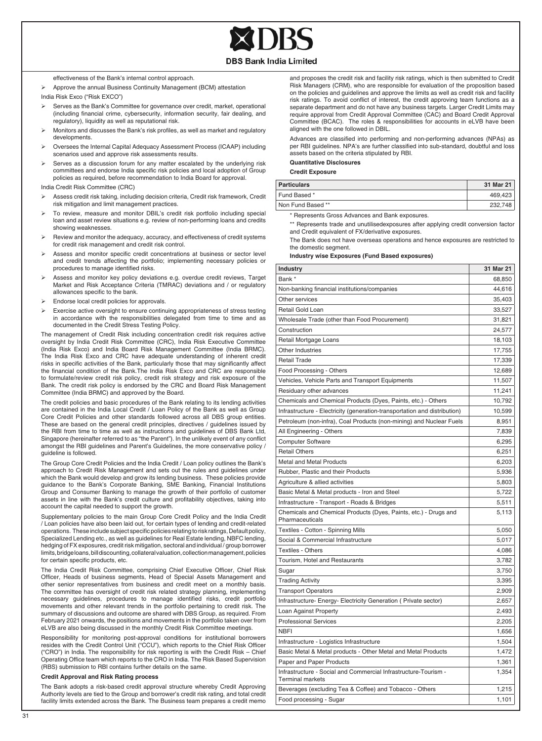effectiveness of the Bank's internal control approach.

- Approve the annual Business Continuity Management (BCM) attestation

India Risk Exco ("Risk EXCO")

- Serves as the Bank's Committee for governance over credit, market, operational (including financial crime, cybersecurity, information security, fair dealing, and regulatory), liquidity as well as reputational risk.
- Monitors and discusses the Bank's risk profiles, as well as market and regulatory developments.
- Oversees the Internal Capital Adequacy Assessment Process (ICAAP) including scenarios used and approve risk assessments results.
- Serves as a discussion forum for any matter escalated by the underlying risk committees and endorse India specific risk policies and local adoption of Group policies as required, before recommendation to India Board for approval.

India Credit Risk Committee (CRC)

- Assess credit risk taking, including decision criteria, Credit risk framework, Credit risk mitigation and limit management practices.
- To review, measure and monitor DBIL's credit risk portfolio including special loan and asset review situations e.g. review of non-performing loans and credits showing weaknesses.
- Review and monitor the adequacy, accuracy, and effectiveness of credit systems for credit risk management and credit risk control.
- Assess and monitor specific credit concentrations at business or sector level and credit trends affecting the portfolio; implementing necessary policies or procedures to manage identified risks.
- Assess and monitor key policy deviations e.g. overdue credit reviews, Target Market and Risk Acceptance Criteria (TMRAC) deviations and / or regulatory allowances specific to the bank.
- Endorse local credit policies for approvals.
- Exercise active oversight to ensure continuing appropriateness of stress testing in accordance with the responsibilities delegated from time to time and as documented in the Credit Stress Testing Policy.

The management of Credit Risk including concentration credit risk requires active oversight by India Credit Risk Committee (CRC), India Risk Executive Committee (India Risk Exco) and India Board Risk Management Committee (India BRMC). The India Risk Exco and CRC have adequate understanding of inherent credit risks in specific activities of the Bank, particularly those that may significantly affect the financial condition of the Bank.The India Risk Exco and CRC are responsible to formulate/review credit risk policy, credit risk strategy and risk exposure of the Bank. The credit risk policy is endorsed by the CRC and Board Risk Management Committee (India BRMC) and approved by the Board.

The credit policies and basic procedures of the Bank relating to its lending activities are contained in the India Local Credit / Loan Policy of the Bank as well as Group Core Credit Policies and other standards followed across all DBS group entities. These are based on the general credit principles, directives / guidelines issued by the RBI from time to time as well as instructions and guidelines of DBS Bank Ltd, Singapore (hereinafter referred to as "the Parent"). In the unlikely event of any conflict amongst the RBI guidelines and Parent's Guidelines, the more conservative policy / guideline is followed.

The Group Core Credit Policies and the India Credit / Loan policy outlines the Bank's approach to Credit Risk Management and sets out the rules and guidelines under which the Bank would develop and grow its lending business. These policies provide guidance to the Bank's Corporate Banking, SME Banking, Financial Institutions Group and Consumer Banking to manage the growth of their portfolio of customer assets in line with the Bank's credit culture and profitability objectives, taking into account the capital needed to support the growth.

Supplementary policies to the main Group Core Credit Policy and the India Credit / Loan policies have also been laid out, for certain types of lending and credit-related operations. These include subject specific policies relating to risk ratings, Default policy, Specialized Lending etc., as well as guidelines for Real Estate lending, NBFC lending, hedging of FX exposures, credit risk mitigation, sectoral and individual / group borrower limits, bridge loans, bill discounting, collateral valuation, collection management, policies for certain specific products, etc.

The India Credit Risk Committee, comprising Chief Executive Officer, Chief Risk Officer, Heads of business segments, Head of Special Assets Management and other senior representatives from business and credit meet on a monthly basis. The committee has oversight of credit risk related strategy planning, implementing necessary guidelines, procedures to manage identified risks, credit portfolio movements and other relevant trends in the portfolio pertaining to credit risk. The summary of discussions and outcome are shared with DBS Group, as required. From February 2021 onwards, the positions and movements in the portfolio taken over from eLVB are also being discussed in the monthly Credit Risk Committee meetings.

Responsibility for monitoring post-approval conditions for institutional borrowers resides with the Credit Control Unit ("CCU"), which reports to the Chief Risk Officer ("CRO") in India. The responsibility for risk reporting is with the Credit Risk – Chief Operating Office team which reports to the CRO in India. The Risk Based Supervision (RBS) submission to RBI contains further details on the same.

**Credit Approval and Risk Rating process**

The Bank adopts a risk-based credit approval structure whereby Credit Approving Authority levels are tied to the Group and borrower's credit risk rating, and total credit facility limits extended across the Bank. The Business team prepares a credit memo and proposes the credit risk and facility risk ratings, which is then submitted to Credit Risk Managers (CRM), who are responsible for evaluation of the proposition based on the policies and guidelines and approve the limits as well as credit risk and facility risk ratings. To avoid conflict of interest, the credit approving team functions as a separate department and do not have any business targets. Larger Credit Limits may require approval from Credit Approval Committee (CAC) and Board Credit Approval Committee (BCAC). The roles & responsibilities for accounts in eLVB have been aligned with the one followed in DBIL.

Advances are classified into performing and non-performing advances (NPAs) as per RBI guidelines. NPA's are further classified into sub-standard, doubtful and loss assets based on the criteria stipulated by RBI.

**Quantitative Disclosures**

**Credit Exposure**

| Particulars | 31 Mar 21 |
|---|---|
| Fund Based * | 469,423 |
| Non Fund Based ** | 232,748 |

\* Represents Gross Advances and Bank exposures.

** Represents trade and unutilisedexposures after applying credit conversion factor and Credit equivalent of FX/derivative exposures.

The Bank does not have overseas operations and hence exposures are restricted to the domestic segment.

**Industry wise Exposures (Fund Based exposures)**

| Industry | 31 Mar 21 |
|---|---|
| Bank * | 68,850 |
| Non-banking financial institutions/companies | 44,616 |
| Other services | 35,403 |
| Retail Gold Loan | 33,527 |
| Wholesale Trade (other than Food Procurement) | 31,821 |
| Construction | 24,577 |
| Retail Mortgage Loans | 18,103 |
| Other Industries | 17,755 |
| Retail Trade | 17,339 |
| Food Processing - Others | 12,689 |
| Vehicles, Vehicle Parts and Transport Equipments | 11,507 |
| Residuary other advances | 11,241 |
| Chemicals and Chemical Products (Dyes, Paints, etc.) - Others | 10,792 |
| Infrastructure - Electricity (generation-transportation and distribution) | 10,599 |
| Petroleum (non-infra), Coal Products (non-mining) and Nuclear Fuels | 8,951 |
| All Engineering - Others | 7,839 |
| Computer Software | 6,295 |
| Retail Others | 6,251 |
| Metal and Metal Products | 6,203 |
| Rubber, Plastic and their Products | 5,936 |
| Agriculture & allied activities | 5,803 |
| Basic Metal & Metal products - Iron and Steel | 5,722 |
| Infrastructure - Transport - Roads & Bridges | 5,511 |
| Chemicals and Chemical Products (Dyes, Paints, etc.) - Drugs and Pharmaceuticals | 5,113 |
| Textiles - Cotton - Spinning Mills | 5,050 |
| Social & Commercial Infrastructure | 5,017 |
| Textiles - Others | 4,086 |
| Tourism, Hotel and Restaurants | 3,782 |
| Sugar | 3,750 |
| Trading Activity | 3,395 |
| Transport Operators | 2,909 |
| Infrastructure- Energy- Electricity Generation ( Private sector) | 2,657 |
| Loan Against Property | 2,493 |
| Professional Services | 2,205 |
| NBFI | 1,656 |
| Infrastructure - Logistics Infrastructure | 1,504 |
| Basic Metal & Metal products - Other Metal and Metal Products | 1,472 |
| Paper and Paper Products | 1,361 |
| Infrastructure - Social and Commercial Infrastructure-Tourism - Terminal markets | 1,354 |
| Beverages (excluding Tea & Coffee) and Tobacco - Others | 1,215 |
| Food processing - Sugar | 1,101 |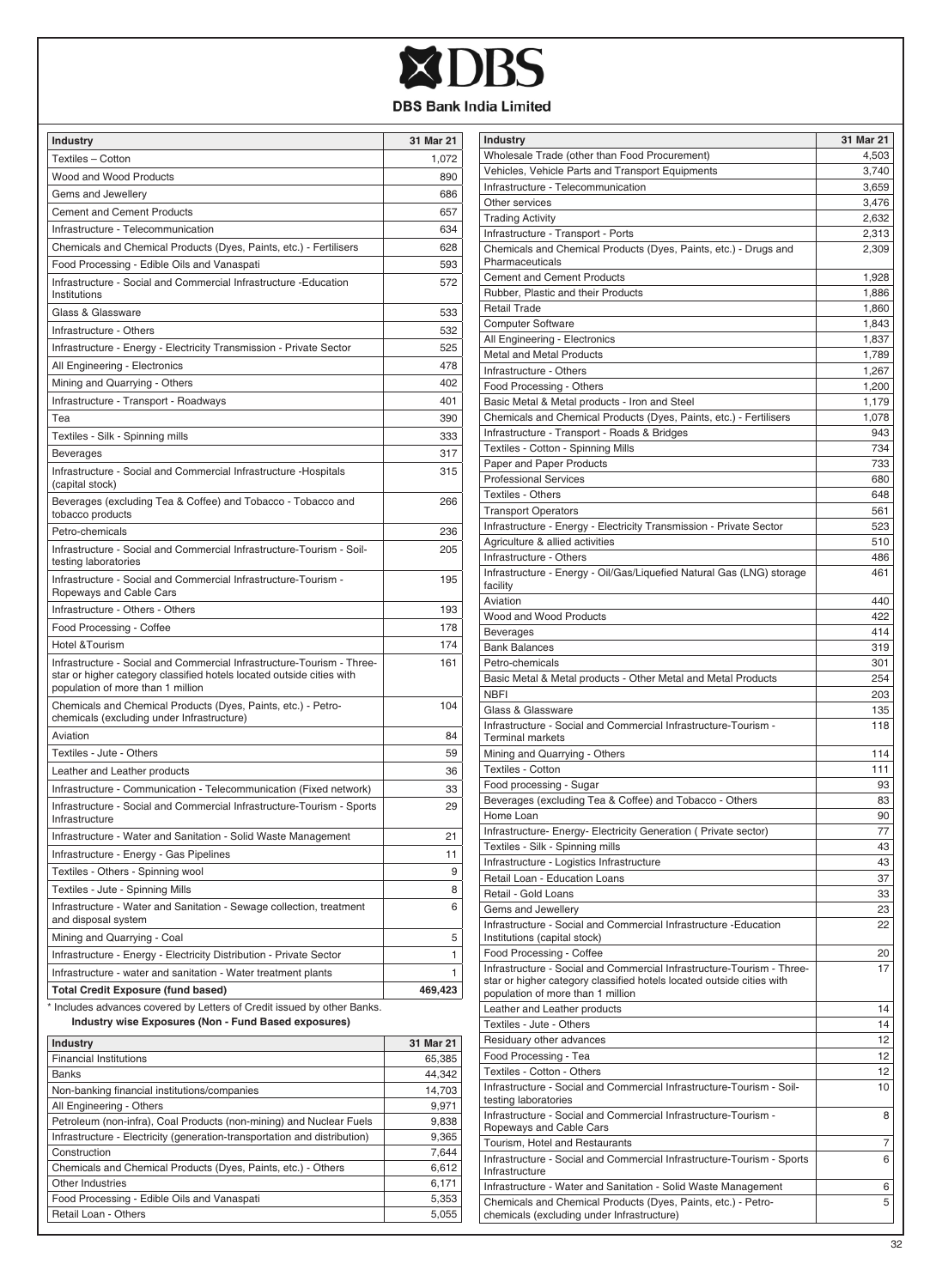# DBS Bank India Limited

| Industry | 31 Mar 21 |
|---|---|
| Textiles – Cotton | 1,072 |
| Wood and Wood Products | 890 |
| Gems and Jewellery | 686 |
| Cement and Cement Products | 657 |
| Infrastructure - Telecommunication | 634 |
| Chemicals and Chemical Products (Dyes, Paints, etc.) - Fertilisers | 628 |
| Food Processing - Edible Oils and Vanaspati | 593 |
| Infrastructure - Social and Commercial Infrastructure -Education Institutions | 572 |
| Glass & Glassware | 533 |
| Infrastructure - Others | 532 |
| Infrastructure - Energy - Electricity Transmission - Private Sector | 525 |
| All Engineering - Electronics | 478 |
| Mining and Quarrying - Others | 402 |
| Infrastructure - Transport - Roadways | 401 |
| Tea | 390 |
| Textiles - Silk - Spinning mills | 333 |
| Beverages | 317 |
| Infrastructure - Social and Commercial Infrastructure -Hospitals (capital stock) | 315 |
| Beverages (excluding Tea & Coffee) and Tobacco - Tobacco and tobacco products | 266 |
| Petro-chemicals | 236 |
| Infrastructure - Social and Commercial Infrastructure-Tourism - Soil-testing laboratories | 205 |
| Infrastructure - Social and Commercial Infrastructure-Tourism - Ropeways and Cable Cars | 195 |
| Infrastructure - Others - Others | 193 |
| Food Processing - Coffee | 178 |
| Hotel &Tourism | 174 |
| Infrastructure - Social and Commercial Infrastructure-Tourism - Three-star or higher category classified hotels located outside cities with population of more than 1 million | 161 |
| Chemicals and Chemical Products (Dyes, Paints, etc.) - Petro-chemicals (excluding under Infrastructure) | 104 |
| Aviation | 84 |
| Textiles - Jute - Others | 59 |
| Leather and Leather products | 36 |
| Infrastructure - Communication - Telecommunication (Fixed network) | 33 |
| Infrastructure - Social and Commercial Infrastructure-Tourism - Sports Infrastructure | 29 |
| Infrastructure - Water and Sanitation - Solid Waste Management | 21 |
| Infrastructure - Energy - Gas Pipelines | 11 |
| Textiles - Others - Spinning wool | 9 |
| Textiles - Jute - Spinning Mills | 8 |
| Infrastructure - Water and Sanitation - Sewage collection, treatment and disposal system | 6 |
| Mining and Quarrying - Coal | 5 |
| Infrastructure - Energy - Electricity Distribution - Private Sector | 1 |
| Infrastructure - water and sanitation - Water treatment plants | 1 |
| **Total Credit Exposure (fund based)** | **469,423** |

\* Includes advances covered by Letters of Credit issued by other Banks.

**Industry wise Exposures (Non - Fund Based exposures)**

| Industry | 31 Mar 21 |
|---|---|
| Financial Institutions | 65,385 |
| Banks | 44,342 |
| Non-banking financial institutions/companies | 14,703 |
| All Engineering - Others | 9,971 |
| Petroleum (non-infra), Coal Products (non-mining) and Nuclear Fuels | 9,838 |
| Infrastructure - Electricity (generation-transportation and distribution) | 9,365 |
| Construction | 7,644 |
| Chemicals and Chemical Products (Dyes, Paints, etc.) - Others | 6,612 |
| Other Industries | 6,171 |
| Food Processing - Edible Oils and Vanaspati | 5,353 |
| Retail Loan - Others | 5,055 |
| Wholesale Trade (other than Food Procurement) | 4,503 |
| Vehicles, Vehicle Parts and Transport Equipments | 3,740 |
| Infrastructure - Telecommunication | 3,659 |
| Other services | 3,476 |
| Trading Activity | 2,632 |
| Infrastructure - Transport - Ports | 2,313 |
| Chemicals and Chemical Products (Dyes, Paints, etc.) - Drugs and Pharmaceuticals | 2,309 |
| Cement and Cement Products | 1,928 |
| Rubber, Plastic and their Products | 1,886 |
| Retail Trade | 1,860 |
| Computer Software | 1,843 |
| All Engineering - Electronics | 1,837 |
| Metal and Metal Products | 1,789 |
| Infrastructure - Others | 1,267 |
| Food Processing - Others | 1,200 |
| Basic Metal & Metal products - Iron and Steel | 1,179 |
| Chemicals and Chemical Products (Dyes, Paints, etc.) - Fertilisers | 1,078 |
| Infrastructure - Transport - Roads & Bridges | 943 |
| Textiles - Cotton - Spinning Mills | 734 |
| Paper and Paper Products | 733 |
| Professional Services | 680 |
| Textiles - Others | 648 |
| Transport Operators | 561 |
| Infrastructure - Energy - Electricity Transmission - Private Sector | 523 |
| Agriculture & allied activities | 510 |
| Infrastructure - Others | 486 |
| Infrastructure - Energy - Oil/Gas/Liquefied Natural Gas (LNG) storage facility | 461 |
| Aviation | 440 |
| Wood and Wood Products | 422 |
| Beverages | 414 |
| Bank Balances | 319 |
| Petro-chemicals | 301 |
| Basic Metal & Metal products - Other Metal and Metal Products | 254 |
| NBFI | 203 |
| Glass & Glassware | 135 |
| Infrastructure - Social and Commercial Infrastructure-Tourism - Terminal markets | 118 |
| Mining and Quarrying - Others | 114 |
| Textiles - Cotton | 111 |
| Food processing - Sugar | 93 |
| Beverages (excluding Tea & Coffee) and Tobacco - Others | 83 |
| Home Loan | 90 |
| Infrastructure- Energy- Electricity Generation ( Private sector) | 77 |
| Textiles - Silk - Spinning mills | 43 |
| Infrastructure - Logistics Infrastructure | 43 |
| Retail Loan - Education Loans | 37 |
| Retail - Gold Loans | 33 |
| Gems and Jewellery | 23 |
| Infrastructure - Social and Commercial Infrastructure -Education Institutions (capital stock) | 22 |
| Food Processing - Coffee | 20 |
| Infrastructure - Social and Commercial Infrastructure-Tourism - Three-star or higher category classified hotels located outside cities with population of more than 1 million | 17 |
| Leather and Leather products | 14 |
| Textiles - Jute - Others | 14 |
| Residuary other advances | 12 |
| Food Processing - Tea | 12 |
| Textiles - Cotton - Others | 12 |
| Infrastructure - Social and Commercial Infrastructure-Tourism - Soil-testing laboratories | 10 |
| Infrastructure - Social and Commercial Infrastructure-Tourism - Ropeways and Cable Cars | 8 |
| Tourism, Hotel and Restaurants | 7 |
| Infrastructure - Social and Commercial Infrastructure-Tourism - Sports Infrastructure | 6 |
| Infrastructure - Water and Sanitation - Solid Waste Management | 6 |
| Chemicals and Chemical Products (Dyes, Paints, etc.) - Petro-chemicals (excluding under Infrastructure) | 5 |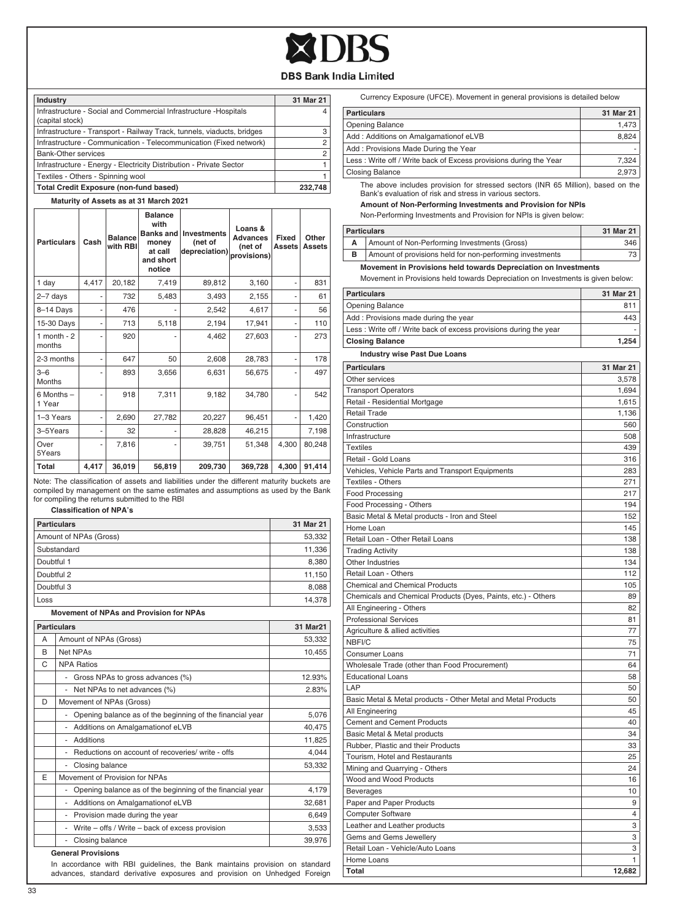| Industry | 31 Mar 21 |
|---|---|
| Infrastructure - Social and Commercial Infrastructure -Hospitals (capital stock) | 4 |
| Infrastructure - Transport - Railway Track, tunnels, viaducts, bridges | 3 |
| Infrastructure - Communication - Telecommunication (Fixed network) | 2 |
| Bank-Other services | 2 |
| Infrastructure - Energy - Electricity Distribution - Private Sector | 1 |
| Textiles - Others - Spinning wool | 1 |
| **Total Credit Exposure (non-fund based)** | **232,748** |

**Maturity of Assets as at 31 March 2021**

| Particulars | Cash | Balance with RBI | Balance with Banks and money at call and short notice | Investments (net of depreciation) | Loans & Advances (net of provisions) | Fixed Assets | Other Assets |
|---|---|---|---|---|---|---|---|
| 1 day | 4,417 | 20,182 | 7,419 | 89,812 | 3,160 | - | 831 |
| 2–7 days | - | 732 | 5,483 | 3,493 | 2,155 | - | 61 |
| 8–14 Days | - | 476 | - | 2,542 | 4,617 | - | 56 |
| 15-30 Days | - | 713 | 5,118 | 2,194 | 17,941 | - | 110 |
| 1 month - 2 months | - | 920 | - | 4,462 | 27,603 | - | 273 |
| 2-3 months | - | 647 | 50 | 2,608 | 28,783 | - | 178 |
| 3–6 Months | - | 893 | 3,656 | 6,631 | 56,675 | - | 497 |
| 6 Months – 1 Year | - | 918 | 7,311 | 9,182 | 34,780 | - | 542 |
| 1–3 Years | - | 2,690 | 27,782 | 20,227 | 96,451 | - | 1,420 |
| 3–5Years | - | 32 | - | 28,828 | 46,215 | | 7,198 |
| Over 5Years | - | 7,816 | - | 39,751 | 51,348 | 4,300 | 80,248 |
| **Total** | **4,417** | **36,019** | **56,819** | **209,730** | **369,728** | **4,300** | **91,414** |

Note: The classification of assets and liabilities under the different maturity buckets are compiled by management on the same estimates and assumptions as used by the Bank for compiling the returns submitted to the RBI

**Classification of NPA's**

| Particulars | 31 Mar 21 |
|---|---|
| Amount of NPAs (Gross) | 53,332 |
| Substandard | 11,336 |
| Doubtful 1 | 8,380 |
| Doubtful 2 | 11,150 |
| Doubtful 3 | 8,088 |
| Loss | 14,378 |

**Movement of NPAs and Provision for NPAs**

| | Particulars | 31 Mar21 |
|---|---|---|
| A | Amount of NPAs (Gross) | 53,332 |
| B | Net NPAs | 10,455 |
| C | NPA Ratios | |
| | - Gross NPAs to gross advances (%) | 12.93% |
| | - Net NPAs to net advances (%) | 2.83% |
| D | Movement of NPAs (Gross) | |
| | - Opening balance as of the beginning of the financial year | 5,076 |
| | - Additions on Amalgamationof eLVB | 40,475 |
| | - Additions | 11,825 |
| | - Reductions on account of recoveries/ write - offs | 4,044 |
| | - Closing balance | 53,332 |
| E | Movement of Provision for NPAs | |
| | - Opening balance as of the beginning of the financial year | 4,179 |
| | - Additions on Amalgamationof eLVB | 32,681 |
| | - Provision made during the year | 6,649 |
| | - Write – offs / Write – back of excess provision | 3,533 |
| | - Closing balance | 39,976 |

**General Provisions**

In accordance with RBI guidelines, the Bank maintains provision on standard advances, standard derivative exposures and provision on Unhedged Foreign Currency Exposure (UFCE). Movement in general provisions is detailed below

| Particulars | 31 Mar 21 |
|---|---|
| Opening Balance | 1,473 |
| Add : Additions on Amalgamationof eLVB | 8,824 |
| Add : Provisions Made During the Year | - |
| Less : Write off / Write back of Excess provisions during the Year | 7,324 |
| Closing Balance | 2,973 |

The above includes provision for stressed sectors (INR 65 Million), based on the Bank's evaluation of risk and stress in various sectors.

**Amount of Non-Performing Investments and Provision for NPIs**

Non-Performing Investments and Provision for NPIs is given below:

| | Particulars | 31 Mar 21 |
|---|---|---|
| A | Amount of Non-Performing Investments (Gross) | 346 |
| B | Amount of provisions held for non-performing investments | 73 |

**Movement in Provisions held towards Depreciation on Investments**

Movement in Provisions held towards Depreciation on Investments is given below:

| Particulars | 31 Mar 21 |
|---|---|
| Opening Balance | 811 |
| Add : Provisions made during the year | 443 |
| Less : Write off / Write back of excess provisions during the year | - |
| **Closing Balance** | **1,254** |

**Industry wise Past Due Loans**

| Particulars | 31 Mar 21 |
|---|---|
| Other services | 3,578 |
| Transport Operators | 1,694 |
| Retail - Residential Mortgage | 1,615 |
| Retail Trade | 1,136 |
| Construction | 560 |
| Infrastructure | 508 |
| Textiles | 439 |
| Retail - Gold Loans | 316 |
| Vehicles, Vehicle Parts and Transport Equipments | 283 |
| Textiles - Others | 271 |
| Food Processing | 217 |
| Food Processing - Others | 194 |
| Basic Metal & Metal products - Iron and Steel | 152 |
| Home Loan | 145 |
| Retail Loan - Other Retail Loans | 138 |
| Trading Activity | 138 |
| Other Industries | 134 |
| Retail Loan - Others | 112 |
| Chemical and Chemical Products | 105 |
| Chemicals and Chemical Products (Dyes, Paints, etc.) - Others | 89 |
| All Engineering - Others | 82 |
| Professional Services | 81 |
| Agriculture & allied activities | 77 |
| NBFI/C | 75 |
| Consumer Loans | 71 |
| Wholesale Trade (other than Food Procurement) | 64 |
| Educational Loans | 58 |
| LAP | 50 |
| Basic Metal & Metal products - Other Metal and Metal Products | 50 |
| All Engineering | 45 |
| Cement and Cement Products | 40 |
| Basic Metal & Metal products | 34 |
| Rubber, Plastic and their Products | 33 |
| Tourism, Hotel and Restaurants | 25 |
| Mining and Quarrying - Others | 24 |
| Wood and Wood Products | 16 |
| Beverages | 10 |
| Paper and Paper Products | 9 |
| Computer Software | 4 |
| Leather and Leather products | 3 |
| Gems and Gems Jewellery | 3 |
| Retail Loan - Vehicle/Auto Loans | 3 |
| Home Loans | 1 |
| **Total** | **12,682** |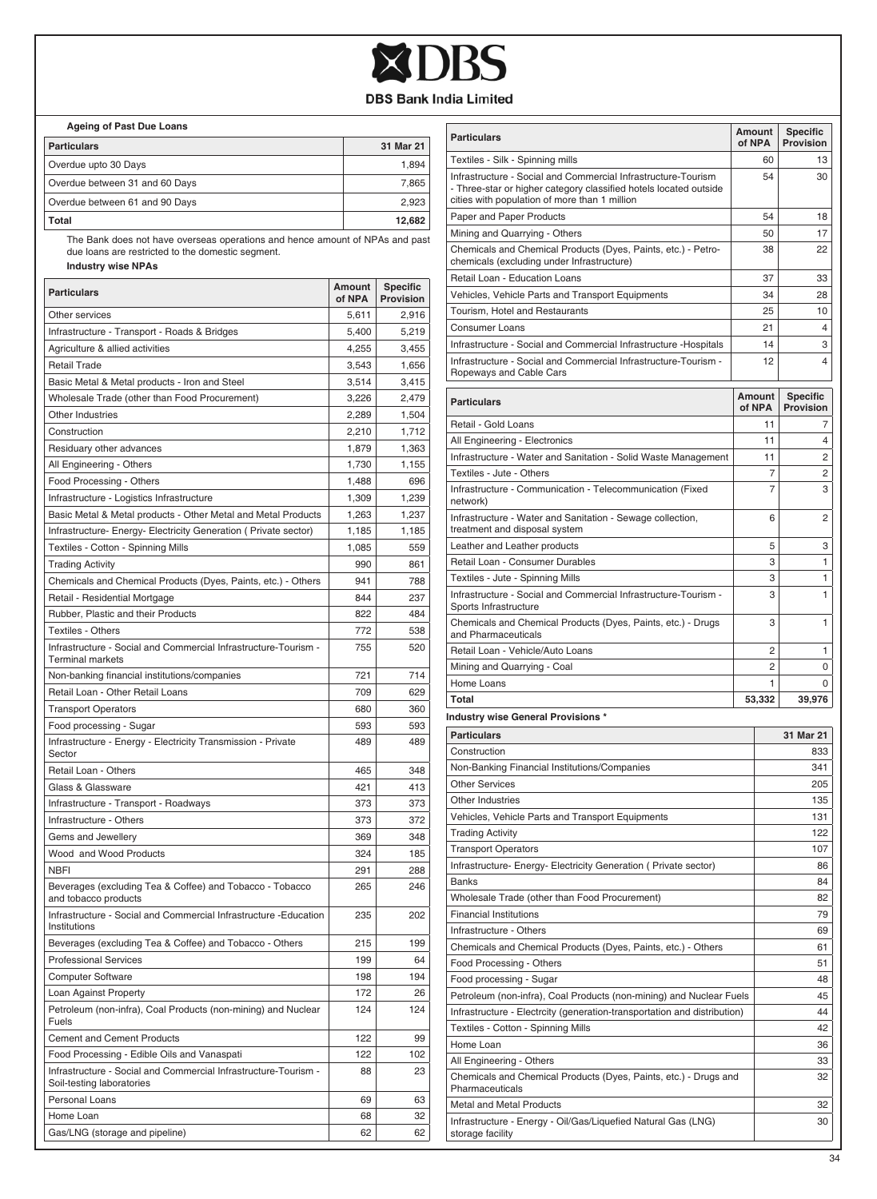**Ageing of Past Due Loans**

| Particulars | 31 Mar 21 |
|---|---|
| Overdue upto 30 Days | 1,894 |
| Overdue between 31 and 60 Days | 7,865 |
| Overdue between 61 and 90 Days | 2,923 |
| **Total** | **12,682** |

The Bank does not have overseas operations and hence amount of NPAs and past due loans are restricted to the domestic segment.

**Industry wise NPAs**

| Particulars | Amount of NPA | Specific Provision |
|---|---|---|
| Other services | 5,611 | 2,916 |
| Infrastructure - Transport - Roads & Bridges | 5,400 | 5,219 |
| Agriculture & allied activities | 4,255 | 3,455 |
| Retail Trade | 3,543 | 1,656 |
| Basic Metal & Metal products - Iron and Steel | 3,514 | 3,415 |
| Wholesale Trade (other than Food Procurement) | 3,226 | 2,479 |
| Other Industries | 2,289 | 1,504 |
| Construction | 2,210 | 1,712 |
| Residuary other advances | 1,879 | 1,363 |
| All Engineering - Others | 1,730 | 1,155 |
| Food Processing - Others | 1,488 | 696 |
| Infrastructure - Logistics Infrastructure | 1,309 | 1,239 |
| Basic Metal & Metal products - Other Metal and Metal Products | 1,263 | 1,237 |
| Infrastructure- Energy- Electricity Generation ( Private sector) | 1,185 | 1,185 |
| Textiles - Cotton - Spinning Mills | 1,085 | 559 |
| Trading Activity | 990 | 861 |
| Chemicals and Chemical Products (Dyes, Paints, etc.) - Others | 941 | 788 |
| Retail - Residential Mortgage | 844 | 237 |
| Rubber, Plastic and their Products | 822 | 484 |
| Textiles - Others | 772 | 538 |
| Infrastructure - Social and Commercial Infrastructure-Tourism - Terminal markets | 755 | 520 |
| Non-banking financial institutions/companies | 721 | 714 |
| Retail Loan - Other Retail Loans | 709 | 629 |
| Transport Operators | 680 | 360 |
| Food processing - Sugar | 593 | 593 |
| Infrastructure - Energy - Electricity Transmission - Private Sector | 489 | 489 |
| Retail Loan - Others | 465 | 348 |
| Glass & Glassware | 421 | 413 |
| Infrastructure - Transport - Roadways | 373 | 373 |
| Infrastructure - Others | 373 | 372 |
| Gems and Jewellery | 369 | 348 |
| Wood and Wood Products | 324 | 185 |
| NBFI | 291 | 288 |
| Beverages (excluding Tea & Coffee) and Tobacco - Tobacco and tobacco products | 265 | 246 |
| Infrastructure - Social and Commercial Infrastructure -Education Institutions | 235 | 202 |
| Beverages (excluding Tea & Coffee) and Tobacco - Others | 215 | 199 |
| Professional Services | 199 | 64 |
| Computer Software | 198 | 194 |
| Loan Against Property | 172 | 26 |
| Petroleum (non-infra), Coal Products (non-mining) and Nuclear Fuels | 124 | 124 |
| Cement and Cement Products | 122 | 99 |
| Food Processing - Edible Oils and Vanaspati | 122 | 102 |
| Infrastructure - Social and Commercial Infrastructure-Tourism - Soil-testing laboratories | 88 | 23 |
| Personal Loans | 69 | 63 |
| Home Loan | 68 | 32 |
| Gas/LNG (storage and pipeline) | 62 | 62 |
| Textiles - Silk - Spinning mills | 60 | 13 |
| Infrastructure - Social and Commercial Infrastructure-Tourism - Three-star or higher category classified hotels located outside cities with population of more than 1 million | 54 | 30 |
| Paper and Paper Products | 54 | 18 |
| Mining and Quarrying - Others | 50 | 17 |
| Chemicals and Chemical Products (Dyes, Paints, etc.) - Petro-chemicals (excluding under Infrastructure) | 38 | 22 |
| Retail Loan - Education Loans | 37 | 33 |
| Vehicles, Vehicle Parts and Transport Equipments | 34 | 28 |
| Tourism, Hotel and Restaurants | 25 | 10 |
| Consumer Loans | 21 | 4 |
| Infrastructure - Social and Commercial Infrastructure -Hospitals | 14 | 3 |
| Infrastructure - Social and Commercial Infrastructure-Tourism - Ropeways and Cable Cars | 12 | 4 |
| Retail - Gold Loans | 11 | 7 |
| All Engineering - Electronics | 11 | 4 |
| Infrastructure - Water and Sanitation - Solid Waste Management | 11 | 2 |
| Textiles - Jute - Others | 7 | 2 |
| Infrastructure - Communication - Telecommunication (Fixed network) | 7 | 3 |
| Infrastructure - Water and Sanitation - Sewage collection, treatment and disposal system | 6 | 2 |
| Leather and Leather products | 5 | 3 |
| Retail Loan - Consumer Durables | 3 | 1 |
| Textiles - Jute - Spinning Mills | 3 | 1 |
| Infrastructure - Social and Commercial Infrastructure-Tourism - Sports Infrastructure | 3 | 1 |
| Chemicals and Chemical Products (Dyes, Paints, etc.) - Drugs and Pharmaceuticals | 3 | 1 |
| Retail Loan - Vehicle/Auto Loans | 2 | 1 |
| Mining and Quarrying - Coal | 2 | 0 |
| Home Loans | 1 | 0 |
| **Total** | **53,332** | **39,976** |

**Industry wise General Provisions \***

| Particulars | 31 Mar 21 |
|---|---|
| Construction | 833 |
| Non-Banking Financial Institutions/Companies | 341 |
| Other Services | 205 |
| Other Industries | 135 |
| Vehicles, Vehicle Parts and Transport Equipments | 131 |
| Trading Activity | 122 |
| Transport Operators | 107 |
| Infrastructure- Energy- Electricity Generation ( Private sector) | 86 |
| Banks | 84 |
| Wholesale Trade (other than Food Procurement) | 82 |
| Financial Institutions | 79 |
| Infrastructure - Others | 69 |
| Chemicals and Chemical Products (Dyes, Paints, etc.) - Others | 61 |
| Food Processing - Others | 51 |
| Food processing - Sugar | 48 |
| Petroleum (non-infra), Coal Products (non-mining) and Nuclear Fuels | 45 |
| Infrastructure - Electrcity (generation-transportation and distribution) | 44 |
| Textiles - Cotton - Spinning Mills | 42 |
| Home Loan | 36 |
| All Engineering - Others | 33 |
| Chemicals and Chemical Products (Dyes, Paints, etc.) - Drugs and Pharmaceuticals | 32 |
| Metal and Metal Products | 32 |
| Infrastructure - Energy - Oil/Gas/Liquefied Natural Gas (LNG) storage facility | 30 |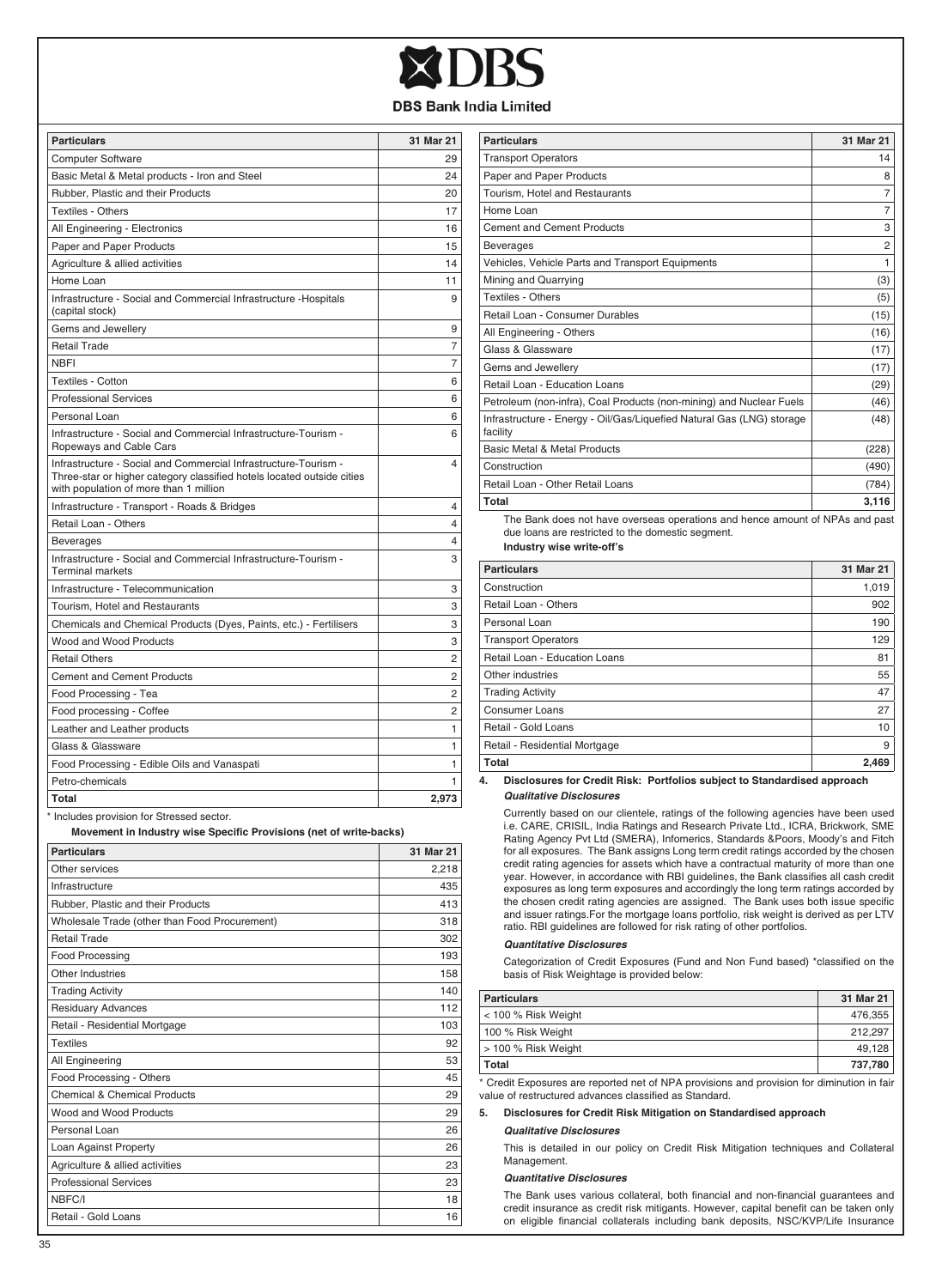| Particulars | 31 Mar 21 |
|---|---|
| Computer Software | 29 |
| Basic Metal & Metal products - Iron and Steel | 24 |
| Rubber, Plastic and their Products | 20 |
| Textiles - Others | 17 |
| All Engineering - Electronics | 16 |
| Paper and Paper Products | 15 |
| Agriculture & allied activities | 14 |
| Home Loan | 11 |
| Infrastructure - Social and Commercial Infrastructure -Hospitals (capital stock) | 9 |
| Gems and Jewellery | 9 |
| Retail Trade | 7 |
| NBFI | 7 |
| Textiles - Cotton | 6 |
| Professional Services | 6 |
| Personal Loan | 6 |
| Infrastructure - Social and Commercial Infrastructure-Tourism - Ropeways and Cable Cars | 6 |
| Infrastructure - Social and Commercial Infrastructure-Tourism - Three-star or higher category classified hotels located outside cities with population of more than 1 million | 4 |
| Infrastructure - Transport - Roads & Bridges | 4 |
| Retail Loan - Others | 4 |
| Beverages | 4 |
| Infrastructure - Social and Commercial Infrastructure-Tourism - Terminal markets | 3 |
| Infrastructure - Telecommunication | 3 |
| Tourism, Hotel and Restaurants | 3 |
| Chemicals and Chemical Products (Dyes, Paints, etc.) - Fertilisers | 3 |
| Wood and Wood Products | 3 |
| Retail Others | 2 |
| Cement and Cement Products | 2 |
| Food Processing - Tea | 2 |
| Food processing - Coffee | 2 |
| Leather and Leather products | 1 |
| Glass & Glassware | 1 |
| Food Processing - Edible Oils and Vanaspati | 1 |
| Petro-chemicals | 1 |
| **Total** | **2,973** |

* Includes provision for Stressed sector.

**Movement in Industry wise Specific Provisions (net of write-backs)**

| Particulars | 31 Mar 21 |
|---|---|
| Other services | 2,218 |
| Infrastructure | 435 |
| Rubber, Plastic and their Products | 413 |
| Wholesale Trade (other than Food Procurement) | 318 |
| Retail Trade | 302 |
| Food Processing | 193 |
| Other Industries | 158 |
| Trading Activity | 140 |
| Residuary Advances | 112 |
| Retail - Residential Mortgage | 103 |
| Textiles | 92 |
| All Engineering | 53 |
| Food Processing - Others | 45 |
| Chemical & Chemical Products | 29 |
| Wood and Wood Products | 29 |
| Personal Loan | 26 |
| Loan Against Property | 26 |
| Agriculture & allied activities | 23 |
| Professional Services | 23 |
| NBFC/I | 18 |
| Retail - Gold Loans | 16 |
| Transport Operators | 14 |
| Paper and Paper Products | 8 |
| Tourism, Hotel and Restaurants | 7 |
| Home Loan | 7 |
| Cement and Cement Products | 3 |
| Beverages | 2 |
| Vehicles, Vehicle Parts and Transport Equipments | 1 |
| Mining and Quarrying | (3) |
| Textiles - Others | (5) |
| Retail Loan - Consumer Durables | (15) |
| All Engineering - Others | (16) |
| Glass & Glassware | (17) |
| Gems and Jewellery | (17) |
| Retail Loan - Education Loans | (29) |
| Petroleum (non-infra), Coal Products (non-mining) and Nuclear Fuels | (46) |
| Infrastructure - Energy - Oil/Gas/Liquefied Natural Gas (LNG) storage facility | (48) |
| Basic Metal & Metal Products | (228) |
| Construction | (490) |
| Retail Loan - Other Retail Loans | (784) |
| **Total** | **3,116** |

The Bank does not have overseas operations and hence amount of NPAs and past due loans are restricted to the domestic segment.

**Industry wise write-off's**

| Particulars | 31 Mar 21 |
|---|---|
| Construction | 1,019 |
| Retail Loan - Others | 902 |
| Personal Loan | 190 |
| Transport Operators | 129 |
| Retail Loan - Education Loans | 81 |
| Other industries | 55 |
| Trading Activity | 47 |
| Consumer Loans | 27 |
| Retail - Gold Loans | 10 |
| Retail - Residential Mortgage | 9 |
| **Total** | **2,469** |

**4. Disclosures for Credit Risk: Portfolios subject to Standardised approach**

***Qualitative Disclosures***

Currently based on our clientele, ratings of the following agencies have been used i.e. CARE, CRISIL, India Ratings and Research Private Ltd., ICRA, Brickwork, SME Rating Agency Pvt Ltd (SMERA), Infomerics, Standards &Poors, Moody's and Fitch for all exposures. The Bank assigns Long term credit ratings accorded by the chosen credit rating agencies for assets which have a contractual maturity of more than one year. However, in accordance with RBI guidelines, the Bank classifies all cash credit exposures as long term exposures and accordingly the long term ratings accorded by the chosen credit rating agencies are assigned. The Bank uses both issue specific and issuer ratings.For the mortgage loans portfolio, risk weight is derived as per LTV ratio. RBI guidelines are followed for risk rating of other portfolios.

***Quantitative Disclosures***

Categorization of Credit Exposures (Fund and Non Fund based) *classified on the basis of Risk Weightage is provided below:

| Particulars | 31 Mar 21 |
|---|---|
| < 100 % Risk Weight | 476,355 |
| 100 % Risk Weight | 212,297 |
| > 100 % Risk Weight | 49,128 |
| **Total** | **737,780** |

* Credit Exposures are reported net of NPA provisions and provision for diminution in fair value of restructured advances classified as Standard.

**5. Disclosures for Credit Risk Mitigation on Standardised approach**

***Qualitative Disclosures***

This is detailed in our policy on Credit Risk Mitigation techniques and Collateral Management.

***Quantitative Disclosures***

The Bank uses various collateral, both financial and non-financial guarantees and credit insurance as credit risk mitigants. However, capital benefit can be taken only on eligible financial collaterals including bank deposits, NSC/KVP/Life Insurance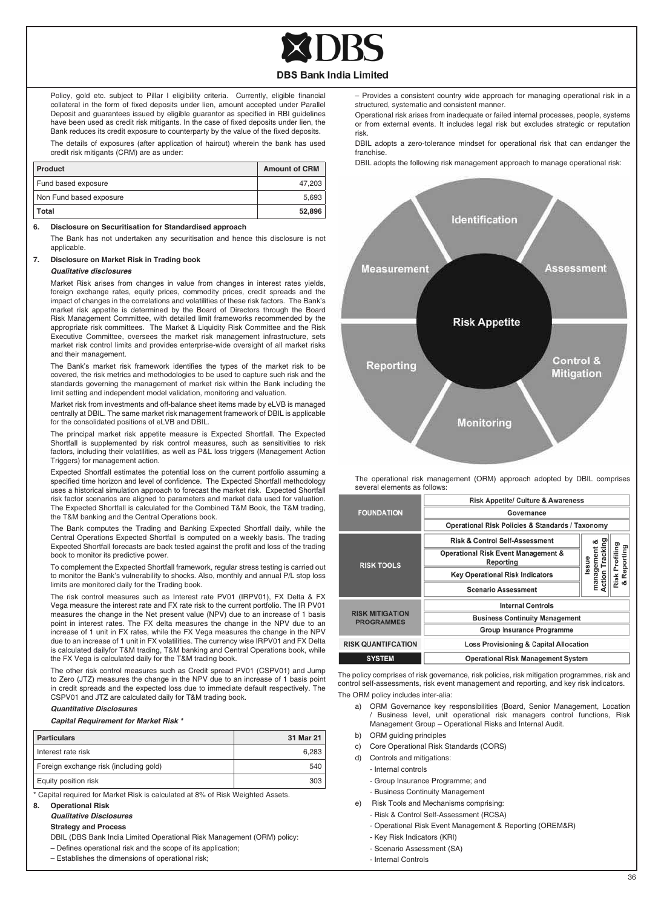Policy, gold etc. subject to Pillar I eligibility criteria. Currently, eligible financial collateral in the form of fixed deposits under lien, amount accepted under Parallel Deposit and guarantees issued by eligible guarantor as specified in RBI guidelines have been used as credit risk mitigants. In the case of fixed deposits under lien, the Bank reduces its credit exposure to counterparty by the value of the fixed deposits.

The details of exposures (after application of haircut) wherein the bank has used credit risk mitigants (CRM) are as under:

| Product | Amount of CRM |
|---|---|
| Fund based exposure | 47,203 |
| Non Fund based exposure | 5,693 |
| **Total** | **52,896** |

**6. Disclosure on Securitisation for Standardised approach**

The Bank has not undertaken any securitisation and hence this disclosure is not applicable.

**7. Disclosure on Market Risk in Trading book**

***Qualitative disclosures***

Market Risk arises from changes in value from changes in interest rates yields, foreign exchange rates, equity prices, commodity prices, credit spreads and the impact of changes in the correlations and volatilities of these risk factors. The Bank's market risk appetite is determined by the Board of Directors through the Board Risk Management Committee, with detailed limit frameworks recommended by the appropriate risk committees. The Market & Liquidity Risk Committee and the Risk Executive Committee, oversees the market risk management infrastructure, sets market risk control limits and provides enterprise-wide oversight of all market risks and their management.

The Bank's market risk framework identifies the types of the market risk to be covered, the risk metrics and methodologies to be used to capture such risk and the standards governing the management of market risk within the Bank including the limit setting and independent model validation, monitoring and valuation.

Market risk from investments and off-balance sheet items made by eLVB is managed centrally at DBIL. The same market risk management framework of DBIL is applicable for the consolidated positions of eLVB and DBIL.

The principal market risk appetite measure is Expected Shortfall. The Expected Shortfall is supplemented by risk control measures, such as sensitivities to risk factors, including their volatilities, as well as P&L loss triggers (Management Action Triggers) for management action.

Expected Shortfall estimates the potential loss on the current portfolio assuming a specified time horizon and level of confidence. The Expected Shortfall methodology uses a historical simulation approach to forecast the market risk. Expected Shortfall risk factor scenarios are aligned to parameters and market data used for valuation. The Expected Shortfall is calculated for the Combined T&M Book, the T&M trading, the T&M banking and the Central Operations book.

The Bank computes the Trading and Banking Expected Shortfall daily, while the Central Operations Expected Shortfall is computed on a weekly basis. The trading Expected Shortfall forecasts are back tested against the profit and loss of the trading book to monitor its predictive power.

To complement the Expected Shortfall framework, regular stress testing is carried out to monitor the Bank's vulnerability to shocks. Also, monthly and annual P/L stop loss limits are monitored daily for the Trading book.

The risk control measures such as Interest rate PV01 (IRPV01), FX Delta & FX Vega measure the interest rate and FX rate risk to the current portfolio. The IR PV01 measures the change in the Net present value (NPV) due to an increase of 1 basis point in interest rates. The FX delta measures the change in the NPV due to an increase of 1 unit in FX rates, while the FX Vega measures the change in the NPV due to an increase of 1 unit in FX volatilities. The currency wise IRPV01 and FX Delta is calculated dailyfor T&M trading, T&M banking and Central Operations book, while the FX Vega is calculated daily for the T&M trading book.

The other risk control measures such as Credit spread PV01 (CSPV01) and Jump to Zero (JTZ) measures the change in the NPV due to an increase of 1 basis point in credit spreads and the expected loss due to immediate default respectively. The CSPV01 and JTZ are calculated daily for T&M trading book.

***Quantitative Disclosures***

***Capital Requirement for Market Risk \****

| Particulars | 31 Mar 21 |
|---|---|
| Interest rate risk | 6,283 |
| Foreign exchange risk (including gold) | 540 |
| Equity position risk | 303 |

\* Capital required for Market Risk is calculated at 8% of Risk Weighted Assets.

**8. Operational Risk**

***Qualitative Disclosures***

**Strategy and Process**

DBIL (DBS Bank India Limited Operational Risk Management (ORM) policy:

– Defines operational risk and the scope of its application;

– Establishes the dimensions of operational risk;

– Provides a consistent country wide approach for managing operational risk in a structured, systematic and consistent manner.

Operational risk arises from inadequate or failed internal processes, people, systems or from external events. It includes legal risk but excludes strategic or reputation risk.

DBIL adopts a zero-tolerance mindset for operational risk that can endanger the franchise.

DBIL adopts the following risk management approach to manage operational risk:

Identification | Assessment | Control & Mitigation | Monitoring | Reporting | Measurement — Risk Appetite

The operational risk management (ORM) approach adopted by DBIL comprises several elements as follows:

| | | | |
|---|---|---|---|
| FOUNDATION | Risk Appetite/ Culture & Awareness | | |
| | Governance | | |
| | Operational Risk Policies & Standards / Taxonomy | | |
| RISK TOOLS | Risk & Control Self-Assessment | Issue management & Action Tracking | Risk Profiling & Reporting |
| | Operational Risk Event Management & Reporting | | |
| | Key Operational Risk Indicators | | |
| | Scenario Assessment | | |
| RISK MITIGATION PROGRAMMES | Internal Controls | | |
| | Business Continuity Management | | |
| | Group Insurance Programme | | |
| RISK QUANTIFCATION | Loss Provisioning & Capital Allocation | | |
| SYSTEM | Operational Risk Management System | | |

The policy comprises of risk governance, risk policies, risk mitigation programmes, risk and control self-assessments, risk event management and reporting, and key risk indicators.

The ORM policy includes inter-alia:

a) ORM Governance key responsibilities (Board, Senior Management, Location / Business level, unit operational risk managers control functions, Risk Management Group – Operational Risks and Internal Audit.

b) ORM guiding principles

c) Core Operational Risk Standards (CORS)

d) Controls and mitigations:
   - Internal controls
   - Group Insurance Programme; and
   - Business Continuity Management

e) Risk Tools and Mechanisms comprising:
   - Risk & Control Self-Assessment (RCSA)
   - Operational Risk Event Management & Reporting (OREM&R)
   - Key Risk Indicators (KRI)
   - Scenario Assessment (SA)
   - Internal Controls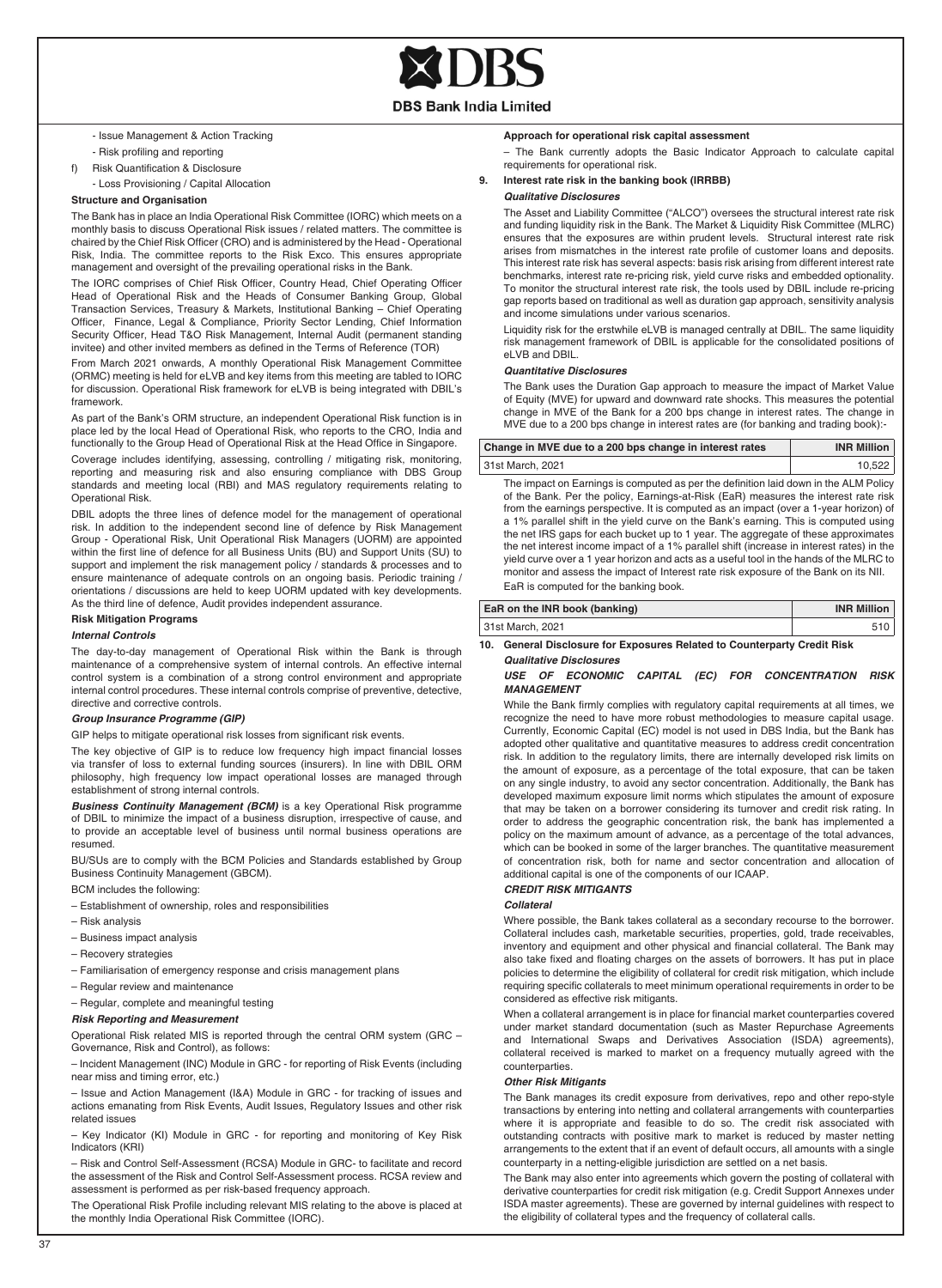- Issue Management & Action Tracking
- Risk profiling and reporting

f) Risk Quantification & Disclosure
- Loss Provisioning / Capital Allocation

**Structure and Organisation**

The Bank has in place an India Operational Risk Committee (IORC) which meets on a monthly basis to discuss Operational Risk issues / related matters. The committee is chaired by the Chief Risk Officer (CRO) and is administered by the Head - Operational Risk, India. The committee reports to the Risk Exco. This ensures appropriate management and oversight of the prevailing operational risks in the Bank.

The IORC comprises of Chief Risk Officer, Country Head, Chief Operating Officer Head of Operational Risk and the Heads of Consumer Banking Group, Global Transaction Services, Treasury & Markets, Institutional Banking – Chief Operating Officer, Finance, Legal & Compliance, Priority Sector Lending, Chief Information Security Officer, Head T&O Risk Management, Internal Audit (permanent standing invitee) and other invited members as defined in the Terms of Reference (TOR)

From March 2021 onwards, A monthly Operational Risk Management Committee (ORMC) meeting is held for eLVB and key items from this meeting are tabled to IORC for discussion. Operational Risk framework for eLVB is being integrated with DBIL's framework.

As part of the Bank's ORM structure, an independent Operational Risk function is in place led by the local Head of Operational Risk, who reports to the CRO, India and functionally to the Group Head of Operational Risk at the Head Office in Singapore.

Coverage includes identifying, assessing, controlling / mitigating risk, monitoring, reporting and measuring risk and also ensuring compliance with DBS Group standards and meeting local (RBI) and MAS regulatory requirements relating to Operational Risk.

DBIL adopts the three lines of defence model for the management of operational risk. In addition to the independent second line of defence by Risk Management Group - Operational Risk, Unit Operational Risk Managers (UORM) are appointed within the first line of defence for all Business Units (BU) and Support Units (SU) to support and implement the risk management policy / standards & processes and to ensure maintenance of adequate controls on an ongoing basis. Periodic training / orientations / discussions are held to keep UORM updated with key developments. As the third line of defence, Audit provides independent assurance.

**Risk Mitigation Programs**

***Internal Controls***

The day-to-day management of Operational Risk within the Bank is through maintenance of a comprehensive system of internal controls. An effective internal control system is a combination of a strong control environment and appropriate internal control procedures. These internal controls comprise of preventive, detective, directive and corrective controls.

***Group Insurance Programme (GIP)***

GIP helps to mitigate operational risk losses from significant risk events.

The key objective of GIP is to reduce low frequency high impact financial losses via transfer of loss to external funding sources (insurers). In line with DBIL ORM philosophy, high frequency low impact operational losses are managed through establishment of strong internal controls.

***Business Continuity Management (BCM)*** is a key Operational Risk programme of DBIL to minimize the impact of a business disruption, irrespective of cause, and to provide an acceptable level of business until normal business operations are resumed.

BU/SUs are to comply with the BCM Policies and Standards established by Group Business Continuity Management (GBCM).

BCM includes the following:

– Establishment of ownership, roles and responsibilities

– Risk analysis

– Business impact analysis

– Recovery strategies

– Familiarisation of emergency response and crisis management plans

– Regular review and maintenance

– Regular, complete and meaningful testing

***Risk Reporting and Measurement***

Operational Risk related MIS is reported through the central ORM system (GRC – Governance, Risk and Control), as follows:

– Incident Management (INC) Module in GRC - for reporting of Risk Events (including near miss and timing error, etc.)

– Issue and Action Management (I&A) Module in GRC - for tracking of issues and actions emanating from Risk Events, Audit Issues, Regulatory Issues and other risk related issues

– Key Indicator (KI) Module in GRC - for reporting and monitoring of Key Risk Indicators (KRI)

– Risk and Control Self-Assessment (RCSA) Module in GRC- to facilitate and record the assessment of the Risk and Control Self-Assessment process. RCSA review and assessment is performed as per risk-based frequency approach.

The Operational Risk Profile including relevant MIS relating to the above is placed at the monthly India Operational Risk Committee (IORC).

**Approach for operational risk capital assessment**

– The Bank currently adopts the Basic Indicator Approach to calculate capital requirements for operational risk.

**9. Interest rate risk in the banking book (IRRBB)**

***Qualitative Disclosures***

The Asset and Liability Committee ("ALCO") oversees the structural interest rate risk and funding liquidity risk in the Bank. The Market & Liquidity Risk Committee (MLRC) ensures that the exposures are within prudent levels. Structural interest rate risk arises from mismatches in the interest rate profile of customer loans and deposits. This interest rate risk has several aspects: basis risk arising from different interest rate benchmarks, interest rate re-pricing risk, yield curve risks and embedded optionality. To monitor the structural interest rate risk, the tools used by DBIL include re-pricing gap reports based on traditional as well as duration gap approach, sensitivity analysis and income simulations under various scenarios.

Liquidity risk for the erstwhile eLVB is managed centrally at DBIL. The same liquidity risk management framework of DBIL is applicable for the consolidated positions of eLVB and DBIL.

***Quantitative Disclosures***

The Bank uses the Duration Gap approach to measure the impact of Market Value of Equity (MVE) for upward and downward rate shocks. This measures the potential change in MVE of the Bank for a 200 bps change in interest rates. The change in MVE due to a 200 bps change in interest rates are (for banking and trading book):-

| Change in MVE due to a 200 bps change in interest rates | INR Million |
|---|---|
| 31st March, 2021 | 10,522 |

The impact on Earnings is computed as per the definition laid down in the ALM Policy of the Bank. Per the policy, Earnings-at-Risk (EaR) measures the interest rate risk from the earnings perspective. It is computed as an impact (over a 1-year horizon) of a 1% parallel shift in the yield curve on the Bank's earning. This is computed using the net IRS gaps for each bucket up to 1 year. The aggregate of these approximates the net interest income impact of a 1% parallel shift (increase in interest rates) in the yield curve over a 1 year horizon and acts as a useful tool in the hands of the MLRC to monitor and assess the impact of Interest rate risk exposure of the Bank on its NII.

EaR is computed for the banking book.

| EaR on the INR book (banking) | INR Million |
|---|---|
| 31st March, 2021 | 510 |

**10. General Disclosure for Exposures Related to Counterparty Credit Risk**

***Qualitative Disclosures***

***USE OF ECONOMIC CAPITAL (EC) FOR CONCENTRATION RISK MANAGEMENT***

While the Bank firmly complies with regulatory capital requirements at all times, we recognize the need to have more robust methodologies to measure capital usage. Currently, Economic Capital (EC) model is not used in DBS India, but the Bank has adopted other qualitative and quantitative measures to address credit concentration risk. In addition to the regulatory limits, there are internally developed risk limits on the amount of exposure, as a percentage of the total exposure, that can be taken on any single industry, to avoid any sector concentration. Additionally, the Bank has developed maximum exposure limit norms which stipulates the amount of exposure that may be taken on a borrower considering its turnover and credit risk rating. In order to address the geographic concentration risk, the bank has implemented a policy on the maximum amount of advance, as a percentage of the total advances, which can be booked in some of the larger branches. The quantitative measurement of concentration risk, both for name and sector concentration and allocation of additional capital is one of the components of our ICAAP.

***CREDIT RISK MITIGANTS***

***Collateral***

Where possible, the Bank takes collateral as a secondary recourse to the borrower. Collateral includes cash, marketable securities, properties, gold, trade receivables, inventory and equipment and other physical and financial collateral. The Bank may also take fixed and floating charges on the assets of borrowers. It has put in place policies to determine the eligibility of collateral for credit risk mitigation, which include requiring specific collaterals to meet minimum operational requirements in order to be considered as effective risk mitigants.

When a collateral arrangement is in place for financial market counterparties covered under market standard documentation (such as Master Repurchase Agreements and International Swaps and Derivatives Association (ISDA) agreements), collateral received is marked to market on a frequency mutually agreed with the counterparties.

***Other Risk Mitigants***

The Bank manages its credit exposure from derivatives, repo and other repo-style transactions by entering into netting and collateral arrangements with counterparties where it is appropriate and feasible to do so. The credit risk associated with outstanding contracts with positive mark to market is reduced by master netting arrangements to the extent that if an event of default occurs, all amounts with a single counterparty in a netting-eligible jurisdiction are settled on a net basis.

The Bank may also enter into agreements which govern the posting of collateral with derivative counterparties for credit risk mitigation (e.g. Credit Support Annexes under ISDA master agreements). These are governed by internal guidelines with respect to the eligibility of collateral types and the frequency of collateral calls.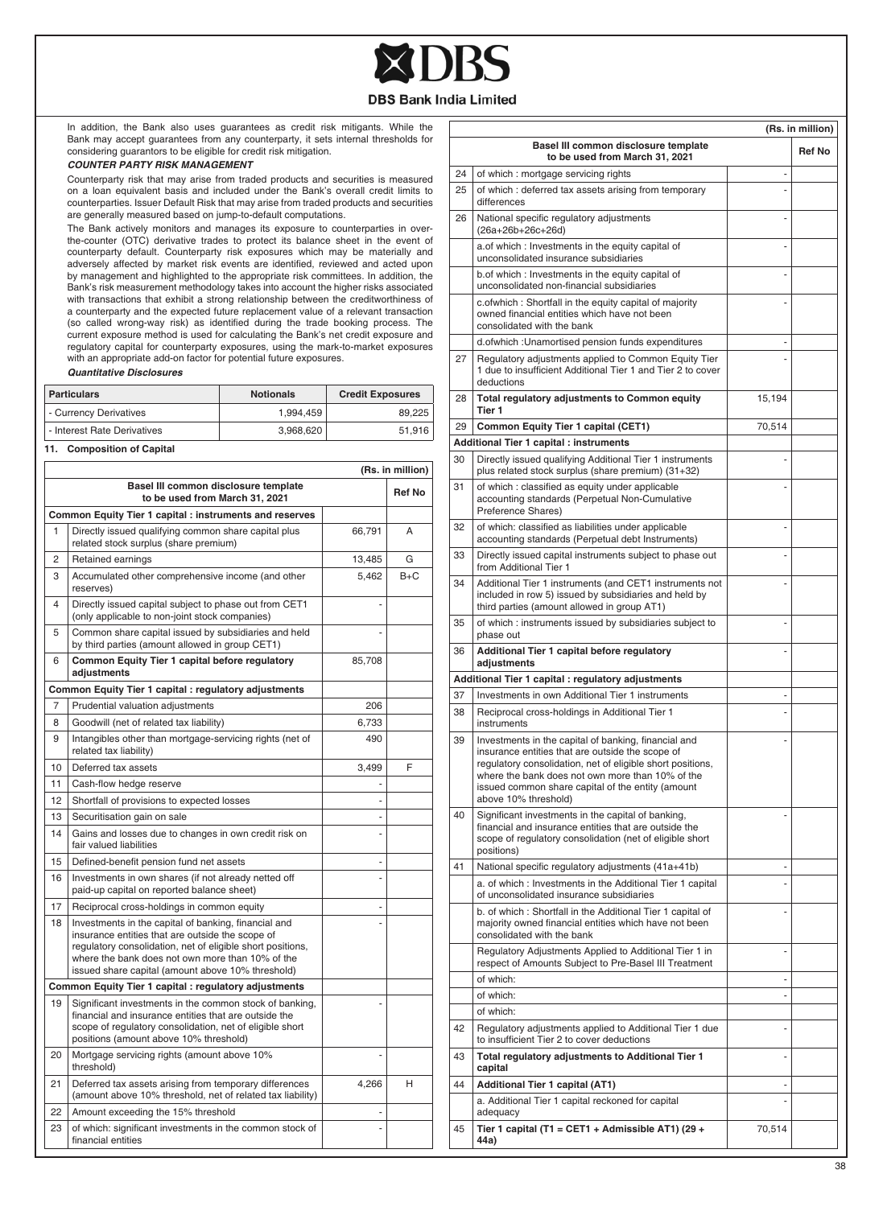In addition, the Bank also uses guarantees as credit risk mitigants. While the Bank may accept guarantees from any counterparty, it sets internal thresholds for considering guarantors to be eligible for credit risk mitigation.

***COUNTER PARTY RISK MANAGEMENT***

Counterparty risk that may arise from traded products and securities is measured on a loan equivalent basis and included under the Bank's overall credit limits to counterparties. Issuer Default Risk that may arise from traded products and securities are generally measured based on jump-to-default computations.

The Bank actively monitors and manages its exposure to counterparties in over-the-counter (OTC) derivative trades to protect its balance sheet in the event of counterparty default. Counterparty risk exposures which may be materially and adversely affected by market risk events are identified, reviewed and acted upon by management and highlighted to the appropriate risk committees. In addition, the Bank's risk measurement methodology takes into account the higher risks associated with transactions that exhibit a strong relationship between the creditworthiness of a counterparty and the expected future replacement value of a relevant transaction (so called wrong-way risk) as identified during the trade booking process. The current exposure method is used for calculating the Bank's net credit exposure and regulatory capital for counterparty exposures, using the mark-to-market exposures with an appropriate add-on factor for potential future exposures.

***Quantitative Disclosures***

| Particulars | Notionals | Credit Exposures |
|---|---|---|
| - Currency Derivatives | 1,994,459 | 89,225 |
| - Interest Rate Derivatives | 3,968,620 | 51,916 |

## 11. Composition of Capital

(Rs. in million)

| | Basel III common disclosure template to be used from March 31, 2021 | | Ref No |
|---|---|---|---|
| | **Common Equity Tier 1 capital : instruments and reserves** | | |
| 1 | Directly issued qualifying common share capital plus related stock surplus (share premium) | 66,791 | A |
| 2 | Retained earnings | 13,485 | G |
| 3 | Accumulated other comprehensive income (and other reserves) | 5,462 | B+C |
| 4 | Directly issued capital subject to phase out from CET1 (only applicable to non-joint stock companies) | - | |
| 5 | Common share capital issued by subsidiaries and held by third parties (amount allowed in group CET1) | - | |
| 6 | **Common Equity Tier 1 capital before regulatory adjustments** | 85,708 | |
| | **Common Equity Tier 1 capital : regulatory adjustments** | | |
| 7 | Prudential valuation adjustments | 206 | |
| 8 | Goodwill (net of related tax liability) | 6,733 | |
| 9 | Intangibles other than mortgage-servicing rights (net of related tax liability) | 490 | |
| 10 | Deferred tax assets | 3,499 | F |
| 11 | Cash-flow hedge reserve | - | |
| 12 | Shortfall of provisions to expected losses | - | |
| 13 | Securitisation gain on sale | - | |
| 14 | Gains and losses due to changes in own credit risk on fair valued liabilities | - | |
| 15 | Defined-benefit pension fund net assets | - | |
| 16 | Investments in own shares (if not already netted off paid-up capital on reported balance sheet) | - | |
| 17 | Reciprocal cross-holdings in common equity | - | |
| 18 | Investments in the capital of banking, financial and insurance entities that are outside the scope of regulatory consolidation, net of eligible short positions, where the bank does not own more than 10% of the issued share capital (amount above 10% threshold) | - | |
| | **Common Equity Tier 1 capital : regulatory adjustments** | | |
| 19 | Significant investments in the common stock of banking, financial and insurance entities that are outside the scope of regulatory consolidation, net of eligible short positions (amount above 10% threshold) | - | |
| 20 | Mortgage servicing rights (amount above 10% threshold) | - | |
| 21 | Deferred tax assets arising from temporary differences (amount above 10% threshold, net of related tax liability) | 4,266 | H |
| 22 | Amount exceeding the 15% threshold | - | |
| 23 | of which: significant investments in the common stock of financial entities | - | |
| 24 | of which : mortgage servicing rights | - | |
| 25 | of which : deferred tax assets arising from temporary differences | - | |
| 26 | National specific regulatory adjustments (26a+26b+26c+26d) | - | |
| | a.of which : Investments in the equity capital of unconsolidated insurance subsidiaries | - | |
| | b.of which : Investments in the equity capital of unconsolidated non-financial subsidiaries | - | |
| | c.ofwhich : Shortfall in the equity capital of majority owned financial entities which have not been consolidated with the bank | - | |
| | d.ofwhich :Unamortised pension funds expenditures | - | |
| 27 | Regulatory adjustments applied to Common Equity Tier 1 due to insufficient Additional Tier 1 and Tier 2 to cover deductions | - | |
| 28 | **Total regulatory adjustments to Common equity Tier 1** | 15,194 | |
| 29 | **Common Equity Tier 1 capital (CET1)** | 70,514 | |
| | **Additional Tier 1 capital : instruments** | | |
| 30 | Directly issued qualifying Additional Tier 1 instruments plus related stock surplus (share premium) (31+32) | - | |
| 31 | of which : classified as equity under applicable accounting standards (Perpetual Non-Cumulative Preference Shares) | - | |
| 32 | of which: classified as liabilities under applicable accounting standards (Perpetual debt Instruments) | - | |
| 33 | Directly issued capital instruments subject to phase out from Additional Tier 1 | - | |
| 34 | Additional Tier 1 instruments (and CET1 instruments not included in row 5) issued by subsidiaries and held by third parties (amount allowed in group AT1) | - | |
| 35 | of which : instruments issued by subsidiaries subject to phase out | - | |
| 36 | **Additional Tier 1 capital before regulatory adjustments** | - | |
| | **Additional Tier 1 capital : regulatory adjustments** | | |
| 37 | Investments in own Additional Tier 1 instruments | - | |
| 38 | Reciprocal cross-holdings in Additional Tier 1 instruments | - | |
| 39 | Investments in the capital of banking, financial and insurance entities that are outside the scope of regulatory consolidation, net of eligible short positions, where the bank does not own more than 10% of the issued common share capital of the entity (amount above 10% threshold) | - | |
| 40 | Significant investments in the capital of banking, financial and insurance entities that are outside the scope of regulatory consolidation (net of eligible short positions) | - | |
| 41 | National specific regulatory adjustments (41a+41b) | - | |
| | a. of which : Investments in the Additional Tier 1 capital of unconsolidated insurance subsidiaries | - | |
| | b. of which : Shortfall in the Additional Tier 1 capital of majority owned financial entities which have not been consolidated with the bank | - | |
| | Regulatory Adjustments Applied to Additional Tier 1 in respect of Amounts Subject to Pre-Basel III Treatment | - | |
| | of which: | - | |
| | of which: | - | |
| | of which: | | |
| 42 | Regulatory adjustments applied to Additional Tier 1 due to insufficient Tier 2 to cover deductions | - | |
| 43 | **Total regulatory adjustments to Additional Tier 1 capital** | - | |
| 44 | **Additional Tier 1 capital (AT1)** | - | |
| | a. Additional Tier 1 capital reckoned for capital adequacy | - | |
| 45 | **Tier 1 capital (T1 = CET1 + Admissible AT1) (29 + 44a)** | 70,514 | |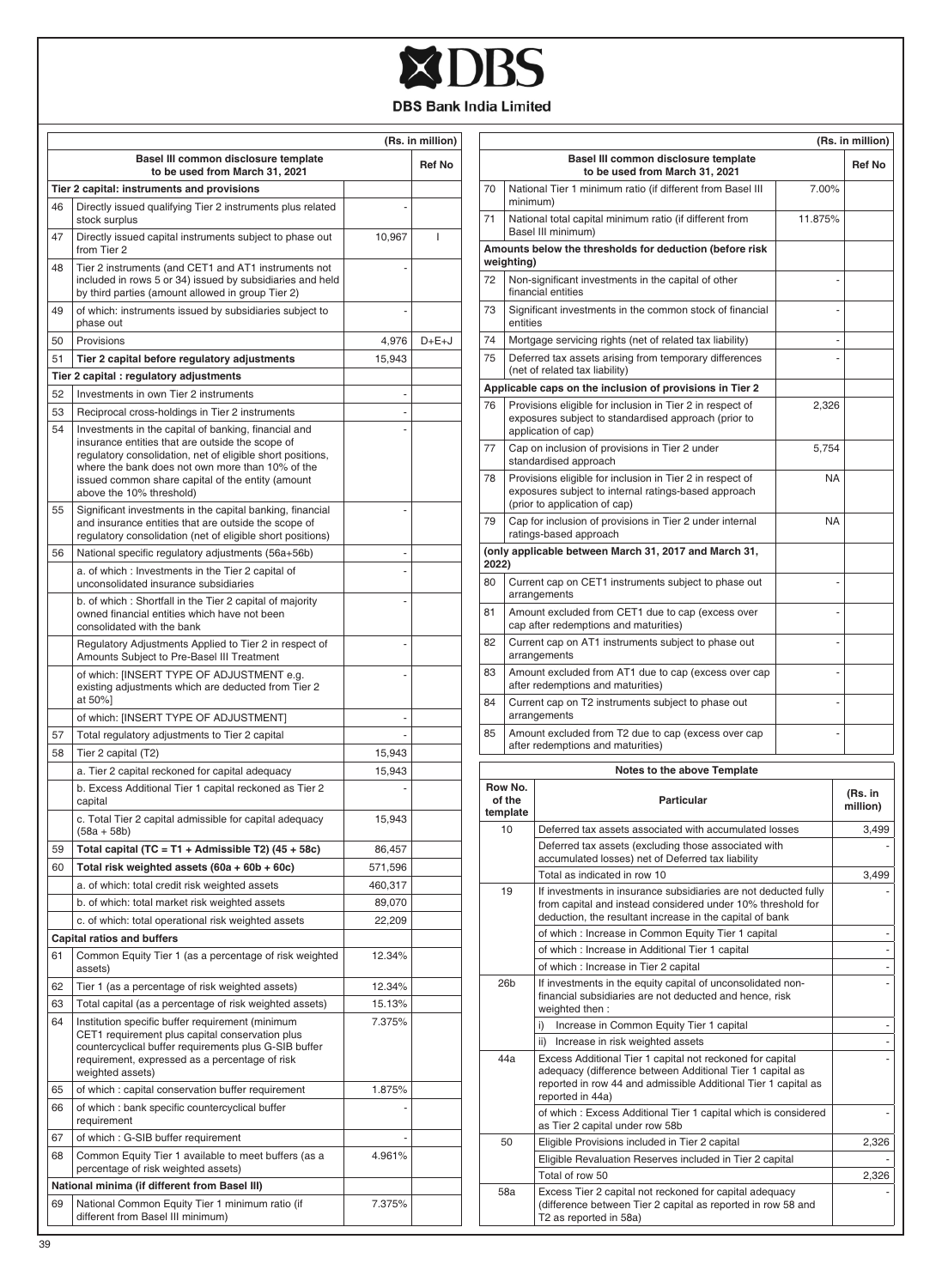# DBS Bank India Limited

(Rs. in million)

| | Basel III common disclosure template to be used from March 31, 2021 | | Ref No |
|---|---|---|---|
| **Tier 2 capital: instruments and provisions** | | | |
| 46 | Directly issued qualifying Tier 2 instruments plus related stock surplus | - | |
| 47 | Directly issued capital instruments subject to phase out from Tier 2 | 10,967 | I |
| 48 | Tier 2 instruments (and CET1 and AT1 instruments not included in rows 5 or 34) issued by subsidiaries and held by third parties (amount allowed in group Tier 2) | - | |
| 49 | of which: instruments issued by subsidiaries subject to phase out | - | |
| 50 | Provisions | 4,976 | D+E+J |
| 51 | **Tier 2 capital before regulatory adjustments** | 15,943 | |
| **Tier 2 capital : regulatory adjustments** | | | |
| 52 | Investments in own Tier 2 instruments | - | |
| 53 | Reciprocal cross-holdings in Tier 2 instruments | - | |
| 54 | Investments in the capital of banking, financial and insurance entities that are outside the scope of regulatory consolidation, net of eligible short positions, where the bank does not own more than 10% of the issued common share capital of the entity (amount above the 10% threshold) | - | |
| 55 | Significant investments in the capital banking, financial and insurance entities that are outside the scope of regulatory consolidation (net of eligible short positions) | - | |
| 56 | National specific regulatory adjustments (56a+56b) | - | |
| | a. of which : Investments in the Tier 2 capital of unconsolidated insurance subsidiaries | - | |
| | b. of which : Shortfall in the Tier 2 capital of majority owned financial entities which have not been consolidated with the bank | - | |
| | Regulatory Adjustments Applied to Tier 2 in respect of Amounts Subject to Pre-Basel III Treatment | - | |
| | of which: [INSERT TYPE OF ADJUSTMENT e.g. existing adjustments which are deducted from Tier 2 at 50%] | - | |
| | of which: [INSERT TYPE OF ADJUSTMENT] | - | |
| 57 | Total regulatory adjustments to Tier 2 capital | - | |
| 58 | Tier 2 capital (T2) | 15,943 | |
| | a. Tier 2 capital reckoned for capital adequacy | 15,943 | |
| | b. Excess Additional Tier 1 capital reckoned as Tier 2 capital | - | |
| | c. Total Tier 2 capital admissible for capital adequacy (58a + 58b) | 15,943 | |
| 59 | **Total capital (TC = T1 + Admissible T2) (45 + 58c)** | 86,457 | |
| 60 | **Total risk weighted assets (60a + 60b + 60c)** | 571,596 | |
| | a. of which: total credit risk weighted assets | 460,317 | |
| | b. of which: total market risk weighted assets | 89,070 | |
| | c. of which: total operational risk weighted assets | 22,209 | |
| **Capital ratios and buffers** | | | |
| 61 | Common Equity Tier 1 (as a percentage of risk weighted assets) | 12.34% | |
| 62 | Tier 1 (as a percentage of risk weighted assets) | 12.34% | |
| 63 | Total capital (as a percentage of risk weighted assets) | 15.13% | |
| 64 | Institution specific buffer requirement (minimum CET1 requirement plus capital conservation plus countercyclical buffer requirements plus G-SIB buffer requirement, expressed as a percentage of risk weighted assets) | 7.375% | |
| 65 | of which : capital conservation buffer requirement | 1.875% | |
| 66 | of which : bank specific countercyclical buffer requirement | - | |
| 67 | of which : G-SIB buffer requirement | - | |
| 68 | Common Equity Tier 1 available to meet buffers (as a percentage of risk weighted assets) | 4.961% | |
| **National minima (if different from Basel III)** | | | |
| 69 | National Common Equity Tier 1 minimum ratio (if different from Basel III minimum) | 7.375% | |
| 70 | National Tier 1 minimum ratio (if different from Basel III minimum) | 7.00% | |
| 71 | National total capital minimum ratio (if different from Basel III minimum) | 11.875% | |
| **Amounts below the thresholds for deduction (before risk weighting)** | | | |
| 72 | Non-significant investments in the capital of other financial entities | - | |
| 73 | Significant investments in the common stock of financial entities | - | |
| 74 | Mortgage servicing rights (net of related tax liability) | - | |
| 75 | Deferred tax assets arising from temporary differences (net of related tax liability) | - | |
| **Applicable caps on the inclusion of provisions in Tier 2** | | | |
| 76 | Provisions eligible for inclusion in Tier 2 in respect of exposures subject to standardised approach (prior to application of cap) | 2,326 | |
| 77 | Cap on inclusion of provisions in Tier 2 under standardised approach | 5,754 | |
| 78 | Provisions eligible for inclusion in Tier 2 in respect of exposures subject to internal ratings-based approach (prior to application of cap) | NA | |
| 79 | Cap for inclusion of provisions in Tier 2 under internal ratings-based approach | NA | |
| **(only applicable between March 31, 2017 and March 31, 2022)** | | | |
| 80 | Current cap on CET1 instruments subject to phase out arrangements | - | |
| 81 | Amount excluded from CET1 due to cap (excess over cap after redemptions and maturities) | - | |
| 82 | Current cap on AT1 instruments subject to phase out arrangements | - | |
| 83 | Amount excluded from AT1 due to cap (excess over cap after redemptions and maturities) | - | |
| 84 | Current cap on T2 instruments subject to phase out arrangements | - | |
| 85 | Amount excluded from T2 due to cap (excess over cap after redemptions and maturities) | - | |

**Notes to the above Template**

| Row No. of the template | Particular | (Rs. in million) |
|---|---|---|
| 10 | Deferred tax assets associated with accumulated losses | 3,499 |
| | Deferred tax assets (excluding those associated with accumulated losses) net of Deferred tax liability | - |
| | Total as indicated in row 10 | 3,499 |
| 19 | If investments in insurance subsidiaries are not deducted fully from capital and instead considered under 10% threshold for deduction, the resultant increase in the capital of bank | - |
| | of which : Increase in Common Equity Tier 1 capital | - |
| | of which : Increase in Additional Tier 1 capital | - |
| | of which : Increase in Tier 2 capital | - |
| 26b | If investments in the equity capital of unconsolidated non-financial subsidiaries are not deducted and hence, risk weighted then : | - |
| | i) Increase in Common Equity Tier 1 capital | - |
| | ii) Increase in risk weighted assets | - |
| 44a | Excess Additional Tier 1 capital not reckoned for capital adequacy (difference between Additional Tier 1 capital as reported in row 44 and admissible Additional Tier 1 capital as reported in 44a) | - |
| | of which : Excess Additional Tier 1 capital which is considered as Tier 2 capital under row 58b | - |
| 50 | Eligible Provisions included in Tier 2 capital | 2,326 |
| | Eligible Revaluation Reserves included in Tier 2 capital | - |
| | Total of row 50 | 2,326 |
| 58a | Excess Tier 2 capital not reckoned for capital adequacy (difference between Tier 2 capital as reported in row 58 and T2 as reported in 58a) | - |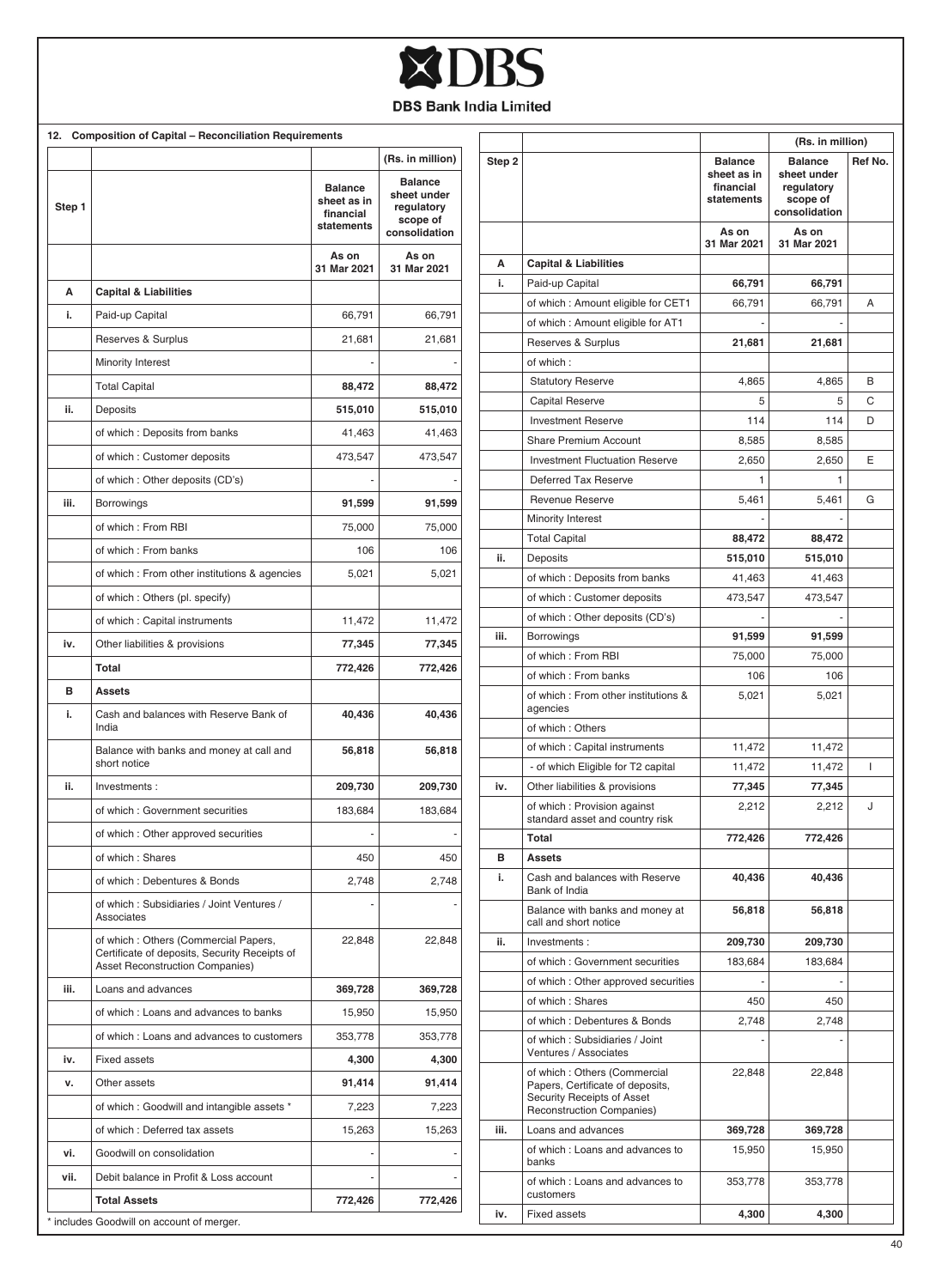# DBS Bank India Limited

## 12. Composition of Capital – Reconciliation Requirements

| Step 1 | | Balance sheet as in financial statements | Balance sheet under regulatory scope of consolidation |
|---|---|---|---|
| | | (Rs. in million) | |
| | | As on 31 Mar 2021 | As on 31 Mar 2021 |
| A | Capital & Liabilities | | |
| i. | Paid-up Capital | 66,791 | 66,791 |
| | Reserves & Surplus | 21,681 | 21,681 |
| | Minority Interest | - | - |
| | Total Capital | 88,472 | 88,472 |
| ii. | Deposits | 515,010 | 515,010 |
| | of which : Deposits from banks | 41,463 | 41,463 |
| | of which : Customer deposits | 473,547 | 473,547 |
| | of which : Other deposits (CD's) | - | - |
| iii. | Borrowings | 91,599 | 91,599 |
| | of which : From RBI | 75,000 | 75,000 |
| | of which : From banks | 106 | 106 |
| | of which : From other institutions & agencies | 5,021 | 5,021 |
| | of which : Others (pl. specify) | | |
| | of which : Capital instruments | 11,472 | 11,472 |
| iv. | Other liabilities & provisions | 77,345 | 77,345 |
| | Total | 772,426 | 772,426 |
| B | Assets | | |
| i. | Cash and balances with Reserve Bank of India | 40,436 | 40,436 |
| | Balance with banks and money at call and short notice | 56,818 | 56,818 |
| ii. | Investments : | 209,730 | 209,730 |
| | of which : Government securities | 183,684 | 183,684 |
| | of which : Other approved securities | - | - |
| | of which : Shares | 450 | 450 |
| | of which : Debentures & Bonds | 2,748 | 2,748 |
| | of which : Subsidiaries / Joint Ventures / Associates | - | - |
| | of which : Others (Commercial Papers, Certificate of deposits, Security Receipts of Asset Reconstruction Companies) | 22,848 | 22,848 |
| iii. | Loans and advances | 369,728 | 369,728 |
| | of which : Loans and advances to banks | 15,950 | 15,950 |
| | of which : Loans and advances to customers | 353,778 | 353,778 |
| iv. | Fixed assets | 4,300 | 4,300 |
| v. | Other assets | 91,414 | 91,414 |
| | of which : Goodwill and intangible assets * | 7,223 | 7,223 |
| | of which : Deferred tax assets | 15,263 | 15,263 |
| vi. | Goodwill on consolidation | - | - |
| vii. | Debit balance in Profit & Loss account | - | - |
| | Total Assets | 772,426 | 772,426 |

* includes Goodwill on account of merger.

| Step 2 | | Balance sheet as in financial statements | Balance sheet under regulatory scope of consolidation | Ref No. |
|---|---|---|---|---|
| | | (Rs. in million) | | |
| | | As on 31 Mar 2021 | As on 31 Mar 2021 | |
| A | Capital & Liabilities | | | |
| i. | Paid-up Capital | 66,791 | 66,791 | |
| | of which : Amount eligible for CET1 | 66,791 | 66,791 | A |
| | of which : Amount eligible for AT1 | - | - | |
| | Reserves & Surplus | 21,681 | 21,681 | |
| | of which : | | | |
| | Statutory Reserve | 4,865 | 4,865 | B |
| | Capital Reserve | 5 | 5 | C |
| | Investment Reserve | 114 | 114 | D |
| | Share Premium Account | 8,585 | 8,585 | |
| | Investment Fluctuation Reserve | 2,650 | 2,650 | E |
| | Deferred Tax Reserve | 1 | 1 | |
| | Revenue Reserve | 5,461 | 5,461 | G |
| | Minority Interest | - | - | |
| | Total Capital | 88,472 | 88,472 | |
| ii. | Deposits | 515,010 | 515,010 | |
| | of which : Deposits from banks | 41,463 | 41,463 | |
| | of which : Customer deposits | 473,547 | 473,547 | |
| | of which : Other deposits (CD's) | - | - | |
| iii. | Borrowings | 91,599 | 91,599 | |
| | of which : From RBI | 75,000 | 75,000 | |
| | of which : From banks | 106 | 106 | |
| | of which : From other institutions & agencies | 5,021 | 5,021 | |
| | of which : Others | | | |
| | of which : Capital instruments | 11,472 | 11,472 | |
| | - of which Eligible for T2 capital | 11,472 | 11,472 | I |
| iv. | Other liabilities & provisions | 77,345 | 77,345 | |
| | of which : Provision against standard asset and country risk | 2,212 | 2,212 | J |
| | Total | 772,426 | 772,426 | |
| B | Assets | | | |
| i. | Cash and balances with Reserve Bank of India | 40,436 | 40,436 | |
| | Balance with banks and money at call and short notice | 56,818 | 56,818 | |
| ii. | Investments : | 209,730 | 209,730 | |
| | of which : Government securities | 183,684 | 183,684 | |
| | of which : Other approved securities | - | - | |
| | of which : Shares | 450 | 450 | |
| | of which : Debentures & Bonds | 2,748 | 2,748 | |
| | of which : Subsidiaries / Joint Ventures / Associates | - | - | |
| | of which : Others (Commercial Papers, Certificate of deposits, Security Receipts of Asset Reconstruction Companies) | 22,848 | 22,848 | |
| iii. | Loans and advances | 369,728 | 369,728 | |
| | of which : Loans and advances to banks | 15,950 | 15,950 | |
| | of which : Loans and advances to customers | 353,778 | 353,778 | |
| iv. | Fixed assets | 4,300 | 4,300 | |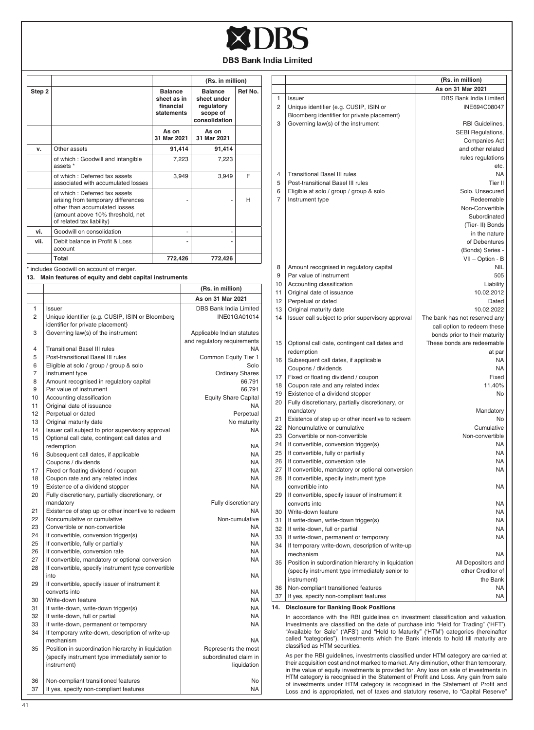# DBS Bank India Limited

| Step 2 | | Balance sheet as in financial statements | Balance sheet under regulatory scope of consolidation | Ref No. |
|---|---|---|---|---|
| | | (Rs. in million) | | |
| | | As on 31 Mar 2021 | As on 31 Mar 2021 | |
| v. | Other assets | 91,414 | 91,414 | |
| | of which : Goodwill and intangible assets * | 7,223 | 7,223 | |
| | of which : Deferred tax assets associated with accumulated losses | 3,949 | 3,949 | F |
| | of which : Deferred tax assets arising from temporary differences other than accumulated losses (amount above 10% threshold, net of related tax liability) | - | - | H |
| vi. | Goodwill on consolidation | - | - | |
| vii. | Debit balance in Profit & Loss account | - | - | |
| | Total | 772,426 | 772,426 | |

* includes Goodwill on account of merger.

## 13. Main features of equity and debt capital instruments

| | | (Rs. in million) |
|---|---|---|
| | | As on 31 Mar 2021 |
| 1 | Issuer | DBS Bank India Limited |
| 2 | Unique identifier (e.g. CUSIP, ISIN or Bloomberg identifier for private placement) | INE01GA01014 |
| 3 | Governing law(s) of the instrument | Applicable Indian statutes and regulatory requirements |
| 4 | Transitional Basel III rules | NA |
| 5 | Post-transitional Basel III rules | Common Equity Tier 1 |
| 6 | Eligible at solo / group / group & solo | Solo |
| 7 | Instrument type | Ordinary Shares |
| 8 | Amount recognised in regulatory capital | 66,791 |
| 9 | Par value of instrument | 66,791 |
| 10 | Accounting classification | Equity Share Capital |
| 11 | Original date of issuance | NA |
| 12 | Perpetual or dated | Perpetual |
| 13 | Original maturity date | No maturity |
| 14 | Issuer call subject to prior supervisory approval | NA |
| 15 | Optional call date, contingent call dates and redemption | NA |
| 16 | Subsequent call dates, if applicable | NA |
| | Coupons / dividends | NA |
| 17 | Fixed or floating dividend / coupon | NA |
| 18 | Coupon rate and any related index | NA |
| 19 | Existence of a dividend stopper | NA |
| 20 | Fully discretionary, partially discretionary, or mandatory | Fully discretionary |
| 21 | Existence of step up or other incentive to redeem | NA |
| 22 | Noncumulative or cumulative | Non-cumulative |
| 23 | Convertible or non-convertible | NA |
| 24 | If convertible, conversion trigger(s) | NA |
| 25 | If convertible, fully or partially | NA |
| 26 | If convertible, conversion rate | NA |
| 27 | If convertible, mandatory or optional conversion | NA |
| 28 | If convertible, specify instrument type convertible into | NA |
| 29 | If convertible, specify issuer of instrument it converts into | NA |
| 30 | Write-down feature | NA |
| 31 | If write-down, write-down trigger(s) | NA |
| 32 | If write-down, full or partial | NA |
| 33 | If write-down, permanent or temporary | NA |
| 34 | If temporary write-down, description of write-up mechanism | NA |
| 35 | Position in subordination hierarchy in liquidation (specify instrument type immediately senior to instrument) | Represents the most subordinated claim in liquidation |
| 36 | Non-compliant transitioned features | No |
| 37 | If yes, specify non-compliant features | NA |

| | | (Rs. in million) |
|---|---|---|
| | | As on 31 Mar 2021 |
| 1 | Issuer | DBS Bank India Limited |
| 2 | Unique identifier (e.g. CUSIP, ISIN or Bloomberg identifier for private placement) | INE694C08047 |
| 3 | Governing law(s) of the instrument | RBI Guidelines, SEBI Regulations, Companies Act and other related rules regulations etc. |
| 4 | Transitional Basel III rules | NA |
| 5 | Post-transitional Basel III rules | Tier II |
| 6 | Eligible at solo / group / group & solo | Solo. Unsecured |
| 7 | Instrument type | Redeemable Non-Convertible Subordinated (Tier- II) Bonds in the nature of Debentures (Bonds) Series - VII – Option - B |
| 8 | Amount recognised in regulatory capital | NIL |
| 9 | Par value of instrument | 505 |
| 10 | Accounting classification | Liability |
| 11 | Original date of issuance | 10.02.2012 |
| 12 | Perpetual or dated | Dated |
| 13 | Original maturity date | 10.02.2022 |
| 14 | Issuer call subject to prior supervisory approval | The bank has not reserved any call option to redeem these bonds prior to their maturity |
| 15 | Optional call date, contingent call dates and redemption | These bonds are redeemable at par |
| 16 | Subsequent call dates, if applicable | NA |
| | Coupons / dividends | NA |
| 17 | Fixed or floating dividend / coupon | Fixed |
| 18 | Coupon rate and any related index | 11.40% |
| 19 | Existence of a dividend stopper | No |
| 20 | Fully discretionary, partially discretionary, or mandatory | Mandatory |
| 21 | Existence of step up or other incentive to redeem | No |
| 22 | Noncumulative or cumulative | Cumulative |
| 23 | Convertible or non-convertible | Non-convertible |
| 24 | If convertible, conversion trigger(s) | NA |
| 25 | If convertible, fully or partially | NA |
| 26 | If convertible, conversion rate | NA |
| 27 | If convertible, mandatory or optional conversion | NA |
| 28 | If convertible, specify instrument type convertible into | NA |
| 29 | If convertible, specify issuer of instrument it converts into | NA |
| 30 | Write-down feature | NA |
| 31 | If write-down, write-down trigger(s) | NA |
| 32 | If write-down, full or partial | NA |
| 33 | If write-down, permanent or temporary | NA |
| 34 | If temporary write-down, description of write-up mechanism | NA |
| 35 | Position in subordination hierarchy in liquidation (specify instrument type immediately senior to instrument) | All Depositors and other Creditor of the Bank |
| 36 | Non-compliant transitioned features | NA |
| 37 | If yes, specify non-compliant features | NA |

## 14. Disclosure for Banking Book Positions

In accordance with the RBI guidelines on investment classification and valuation, Investments are classified on the date of purchase into "Held for Trading" ('HFT'), "Available for Sale" ('AFS') and "Held to Maturity" ('HTM') categories (hereinafter called "categories"). Investments which the Bank intends to hold till maturity are classified as HTM securities.

As per the RBI guidelines, investments classified under HTM category are carried at their acquisition cost and not marked to market. Any diminution, other than temporary, in the value of equity investments is provided for. Any loss on sale of investments in HTM category is recognised in the Statement of Profit and Loss. Any gain from sale of investments under HTM category is recognised in the Statement of Profit and Loss and is appropriated, net of taxes and statutory reserve, to "Capital Reserve"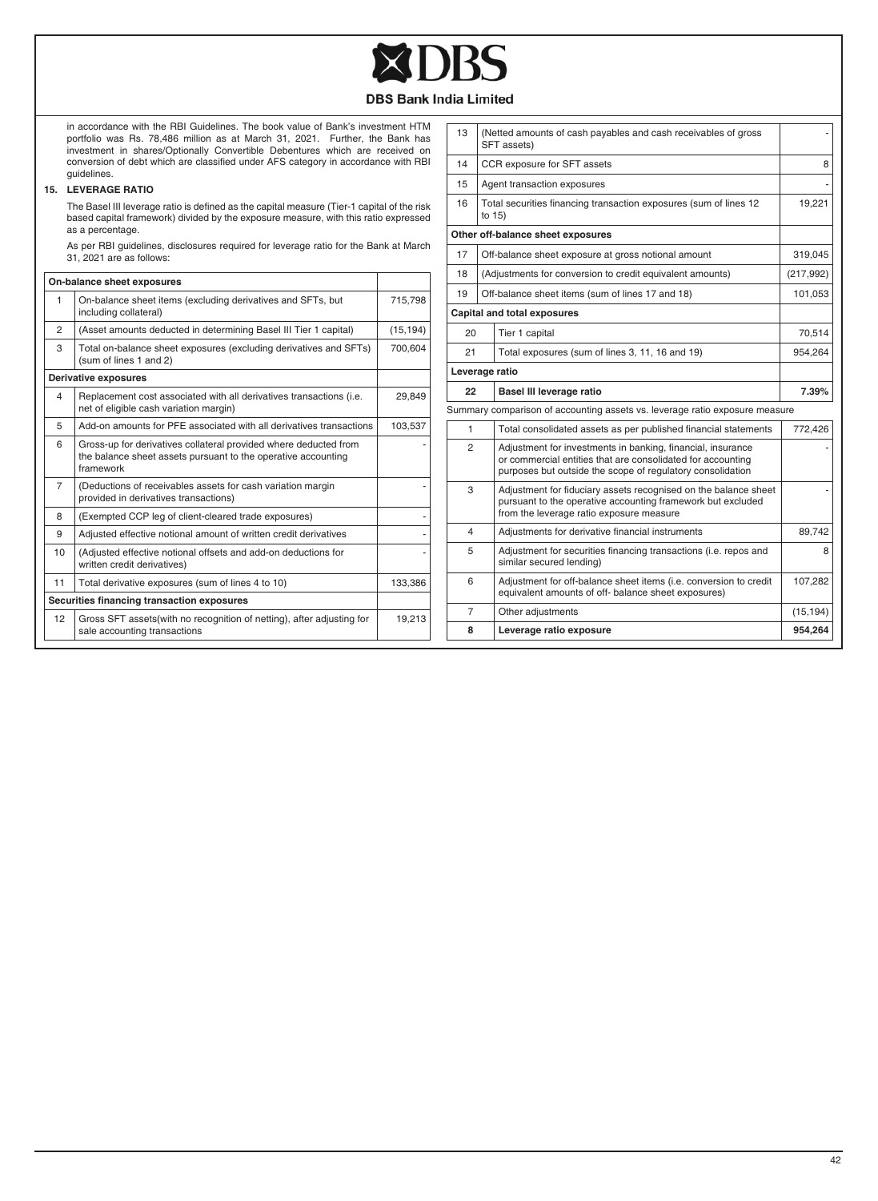in accordance with the RBI Guidelines. The book value of Bank's investment HTM portfolio was Rs. 78,486 million as at March 31, 2021. Further, the Bank has investment in shares/Optionally Convertible Debentures which are received on conversion of debt which are classified under AFS category in accordance with RBI guidelines.

## 15. LEVERAGE RATIO

The Basel III leverage ratio is defined as the capital measure (Tier-1 capital of the risk based capital framework) divided by the exposure measure, with this ratio expressed as a percentage.

As per RBI guidelines, disclosures required for leverage ratio for the Bank at March 31, 2021 are as follows:

| | | |
|---|---|---|
| **On-balance sheet exposures** | | |
| 1 | On-balance sheet items (excluding derivatives and SFTs, but including collateral) | 715,798 |
| 2 | (Asset amounts deducted in determining Basel III Tier 1 capital) | (15,194) |
| 3 | Total on-balance sheet exposures (excluding derivatives and SFTs) (sum of lines 1 and 2) | 700,604 |
| **Derivative exposures** | | |
| 4 | Replacement cost associated with all derivatives transactions (i.e. net of eligible cash variation margin) | 29,849 |
| 5 | Add-on amounts for PFE associated with all derivatives transactions | 103,537 |
| 6 | Gross-up for derivatives collateral provided where deducted from the balance sheet assets pursuant to the operative accounting framework | - |
| 7 | (Deductions of receivables assets for cash variation margin provided in derivatives transactions) | - |
| 8 | (Exempted CCP leg of client-cleared trade exposures) | - |
| 9 | Adjusted effective notional amount of written credit derivatives | - |
| 10 | (Adjusted effective notional offsets and add-on deductions for written credit derivatives) | - |
| 11 | Total derivative exposures (sum of lines 4 to 10) | 133,386 |
| **Securities financing transaction exposures** | | |
| 12 | Gross SFT assets(with no recognition of netting), after adjusting for sale accounting transactions | 19,213 |
| 13 | (Netted amounts of cash payables and cash receivables of gross SFT assets) | - |
| 14 | CCR exposure for SFT assets | 8 |
| 15 | Agent transaction exposures | - |
| 16 | Total securities financing transaction exposures (sum of lines 12 to 15) | 19,221 |
| **Other off-balance sheet exposures** | | |
| 17 | Off-balance sheet exposure at gross notional amount | 319,045 |
| 18 | (Adjustments for conversion to credit equivalent amounts) | (217,992) |
| 19 | Off-balance sheet items (sum of lines 17 and 18) | 101,053 |
| **Capital and total exposures** | | |
| 20 | Tier 1 capital | 70,514 |
| 21 | Total exposures (sum of lines 3, 11, 16 and 19) | 954,264 |
| **Leverage ratio** | | |
| **22** | **Basel III leverage ratio** | **7.39%** |

Summary comparison of accounting assets vs. leverage ratio exposure measure

| | | |
|---|---|---|
| 1 | Total consolidated assets as per published financial statements | 772,426 |
| 2 | Adjustment for investments in banking, financial, insurance or commercial entities that are consolidated for accounting purposes but outside the scope of regulatory consolidation | - |
| 3 | Adjustment for fiduciary assets recognised on the balance sheet pursuant to the operative accounting framework but excluded from the leverage ratio exposure measure | - |
| 4 | Adjustments for derivative financial instruments | 89,742 |
| 5 | Adjustment for securities financing transactions (i.e. repos and similar secured lending) | 8 |
| 6 | Adjustment for off-balance sheet items (i.e. conversion to credit equivalent amounts of off- balance sheet exposures) | 107,282 |
| 7 | Other adjustments | (15,194) |
| **8** | **Leverage ratio exposure** | **954,264** |